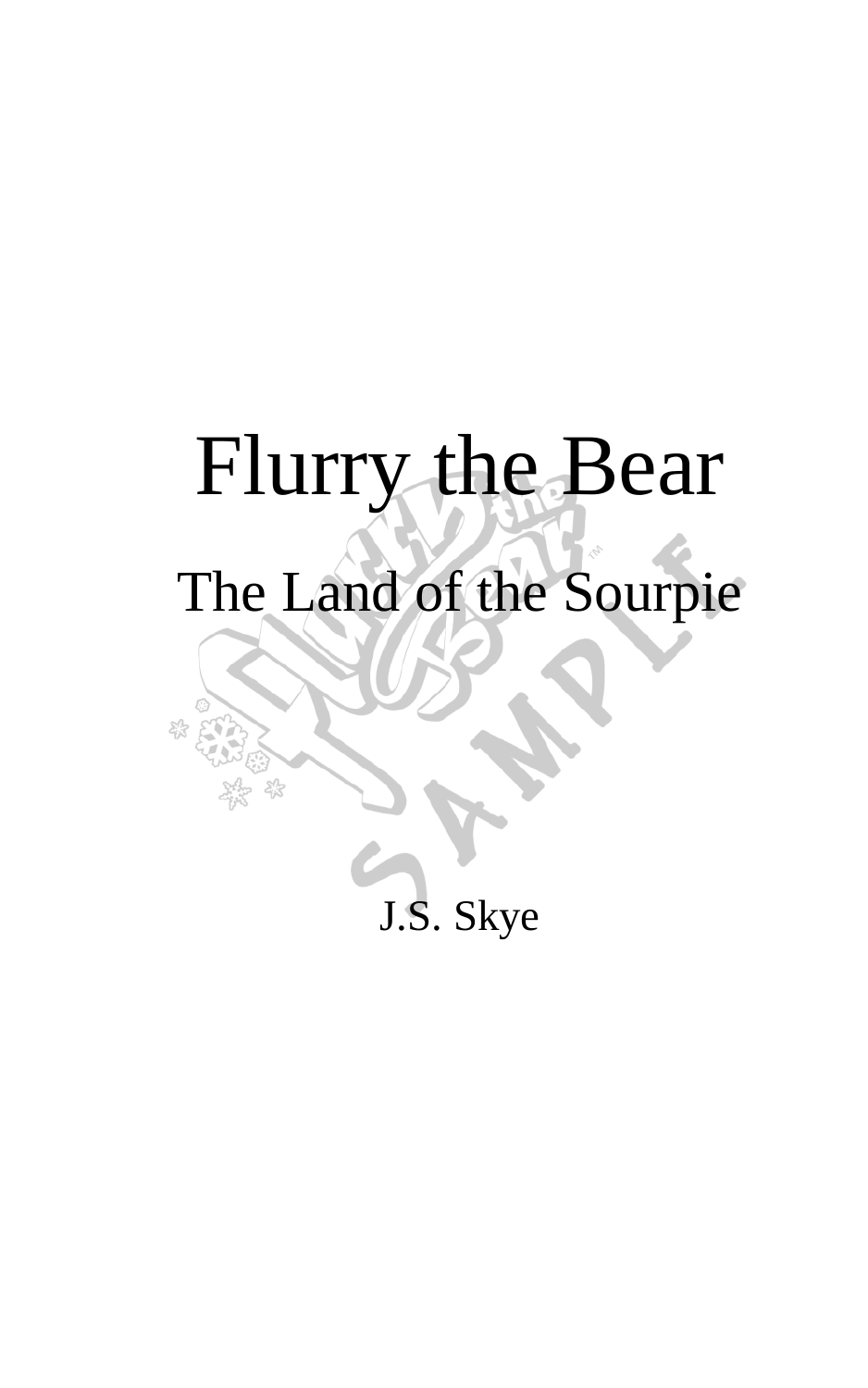# Flurry the Bear

## The Land of the Sourpie

J.S. Skye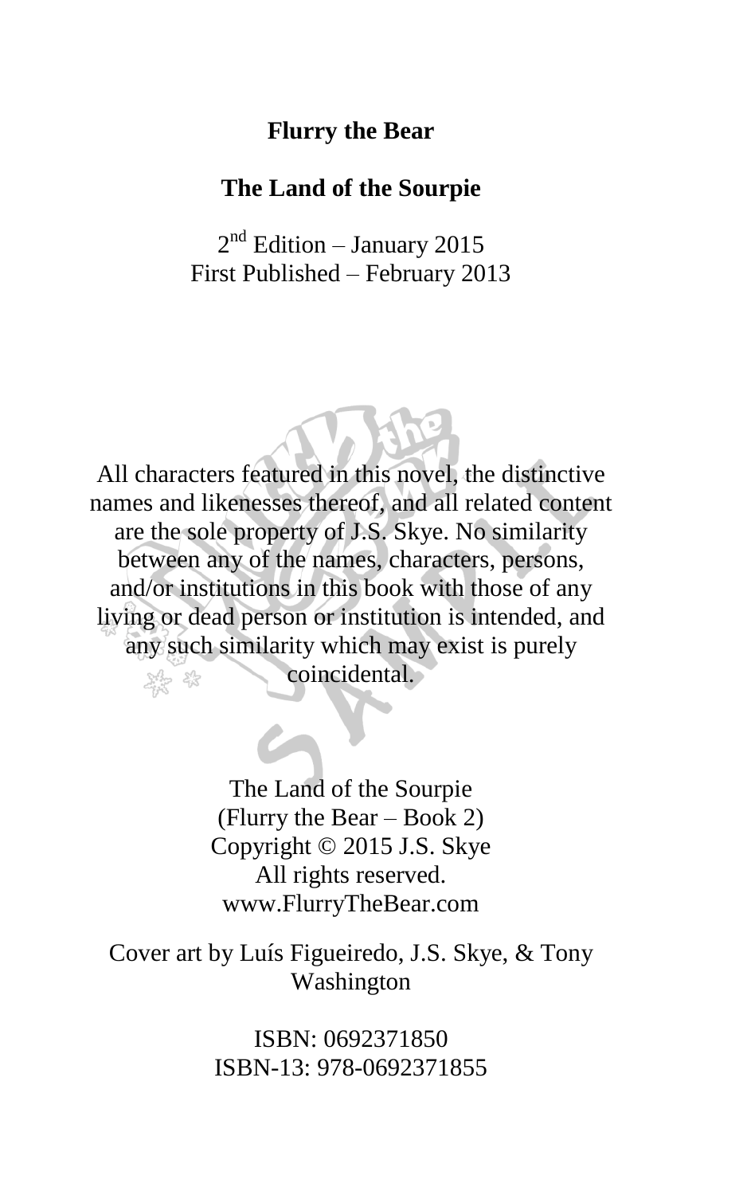**Flurry the Bear**

**The Land of the Sourpie**

2nd Edition – January 2015
First Published – February 2013

All characters featured in this novel, the distinctive names and likenesses thereof, and all related content are the sole property of J.S. Skye. No similarity between any of the names, characters, persons, and/or institutions in this book with those of any living or dead person or institution is intended, and any such similarity which may exist is purely coincidental.

The Land of the Sourpie
(Flurry the Bear – Book 2)
Copyright © 2015 J.S. Skye
All rights reserved.
www.FlurryTheBear.com

Cover art by Luís Figueiredo, J.S. Skye, & Tony Washington

ISBN: 0692371850
ISBN-13: 978-0692371855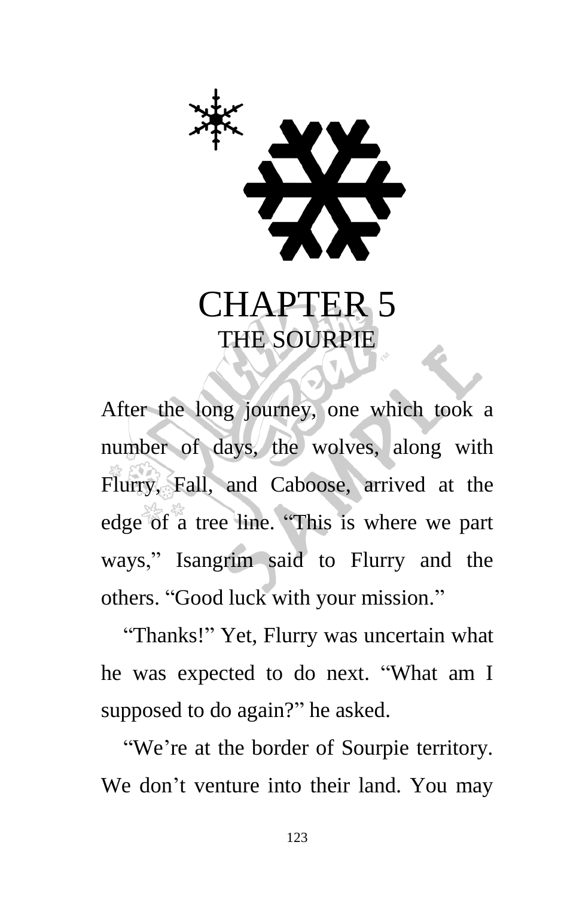# CHAPTER 5
## THE SOURPIE

After the long journey, one which took a number of days, the wolves, along with Flurry, Fall, and Caboose, arrived at the edge of a tree line. “This is where we part ways,” Isangrim said to Flurry and the others. “Good luck with your mission.”

“Thanks!” Yet, Flurry was uncertain what he was expected to do next. “What am I supposed to do again?” he asked.

“We’re at the border of Sourpie territory. We don’t venture into their land. You may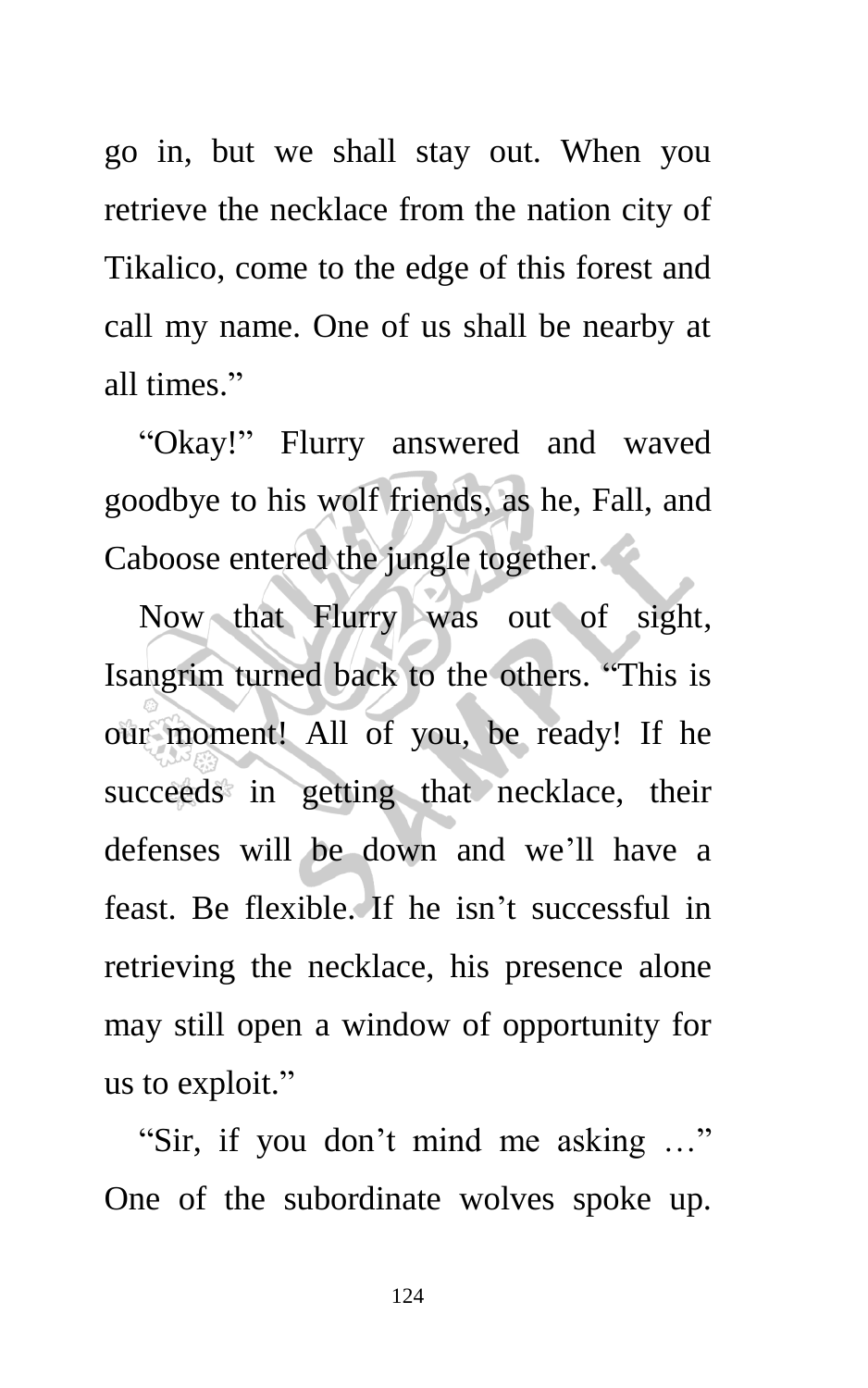go in, but we shall stay out. When you retrieve the necklace from the nation city of Tikalico, come to the edge of this forest and call my name. One of us shall be nearby at all times."

"Okay!" Flurry answered and waved goodbye to his wolf friends, as he, Fall, and Caboose entered the jungle together.

Now that Flurry was out of sight, Isangrim turned back to the others. "This is our moment! All of you, be ready! If he succeeds in getting that necklace, their defenses will be down and we'll have a feast. Be flexible. If he isn't successful in retrieving the necklace, his presence alone may still open a window of opportunity for us to exploit."

"Sir, if you don't mind me asking …" One of the subordinate wolves spoke up.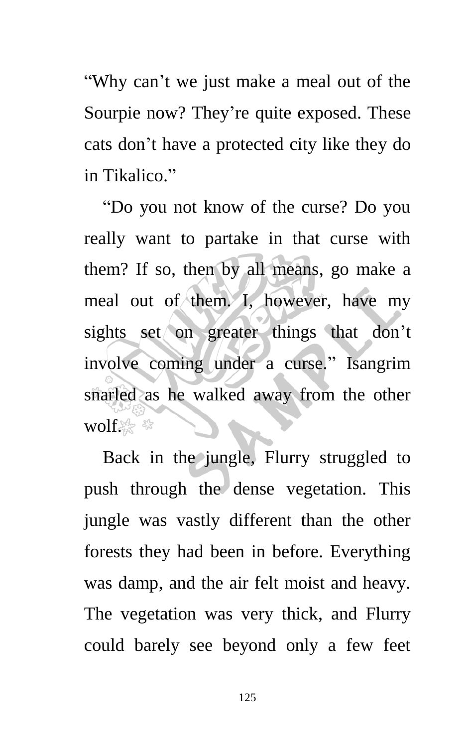"Why can't we just make a meal out of the Sourpie now? They're quite exposed. These cats don't have a protected city like they do in Tikalico."

"Do you not know of the curse? Do you really want to partake in that curse with them? If so, then by all means, go make a meal out of them. I, however, have my sights set on greater things that don't involve coming under a curse." Isangrim snarled as he walked away from the other wolf.

Back in the jungle, Flurry struggled to push through the dense vegetation. This jungle was vastly different than the other forests they had been in before. Everything was damp, and the air felt moist and heavy. The vegetation was very thick, and Flurry could barely see beyond only a few feet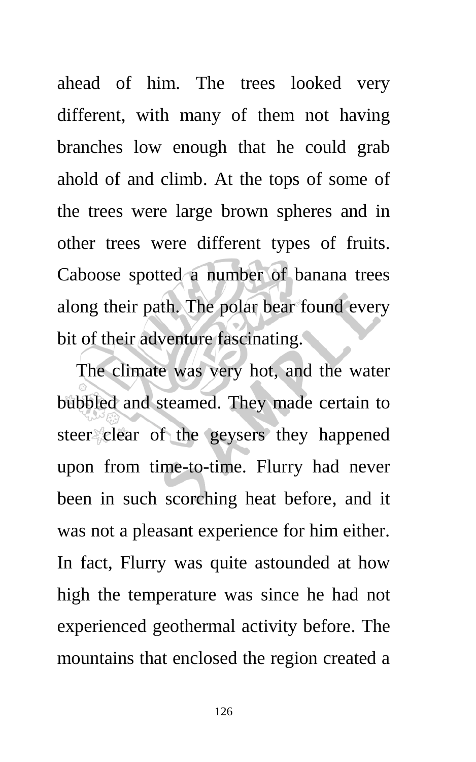ahead of him. The trees looked very different, with many of them not having branches low enough that he could grab ahold of and climb. At the tops of some of the trees were large brown spheres and in other trees were different types of fruits. Caboose spotted a number of banana trees along their path. The polar bear found every bit of their adventure fascinating.

The climate was very hot, and the water bubbled and steamed. They made certain to steer clear of the geysers they happened upon from time-to-time. Flurry had never been in such scorching heat before, and it was not a pleasant experience for him either. In fact, Flurry was quite astounded at how high the temperature was since he had not experienced geothermal activity before. The mountains that enclosed the region created a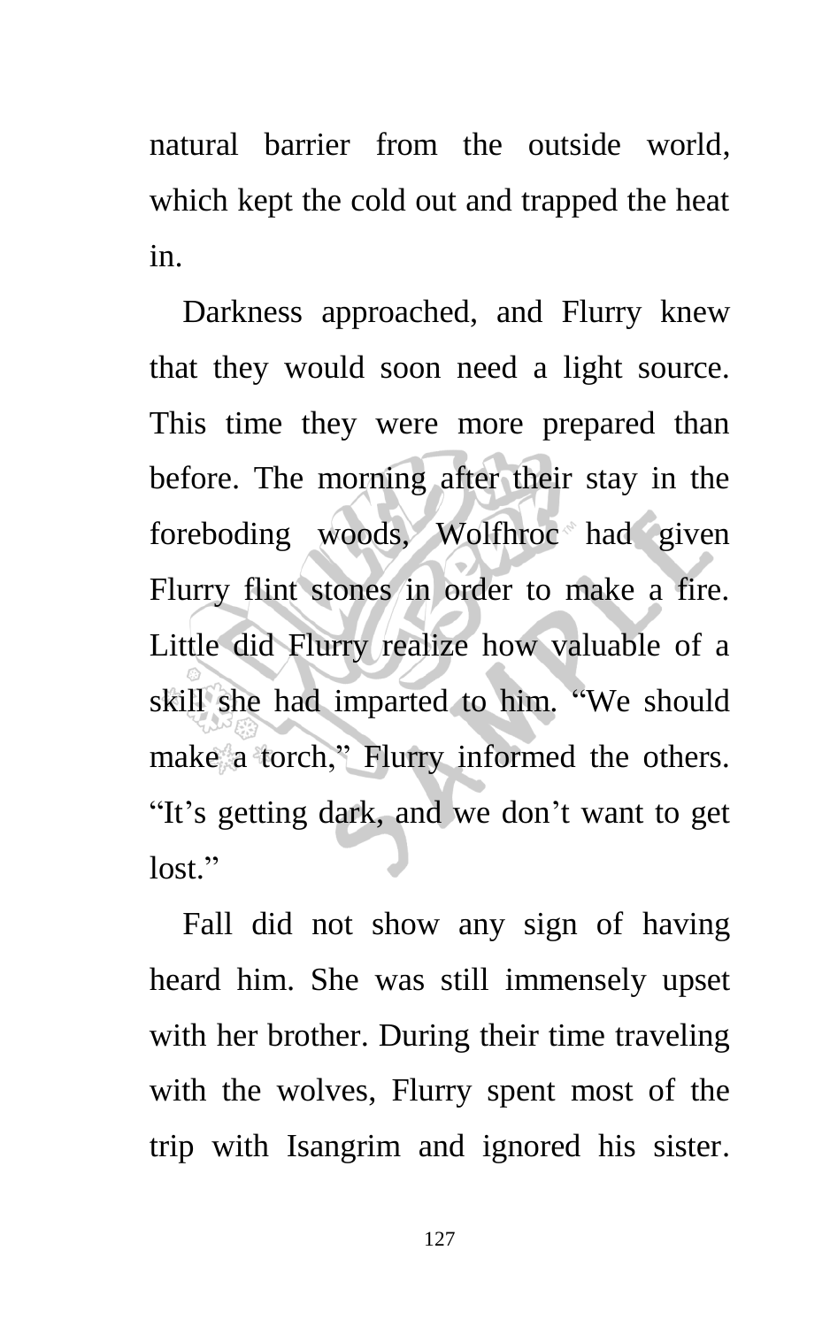natural barrier from the outside world, which kept the cold out and trapped the heat in.

Darkness approached, and Flurry knew that they would soon need a light source. This time they were more prepared than before. The morning after their stay in the foreboding woods, Wolfhroc had given Flurry flint stones in order to make a fire. Little did Flurry realize how valuable of a skill she had imparted to him. "We should make a torch," Flurry informed the others. "It's getting dark, and we don't want to get lost."

Fall did not show any sign of having heard him. She was still immensely upset with her brother. During their time traveling with the wolves, Flurry spent most of the trip with Isangrim and ignored his sister.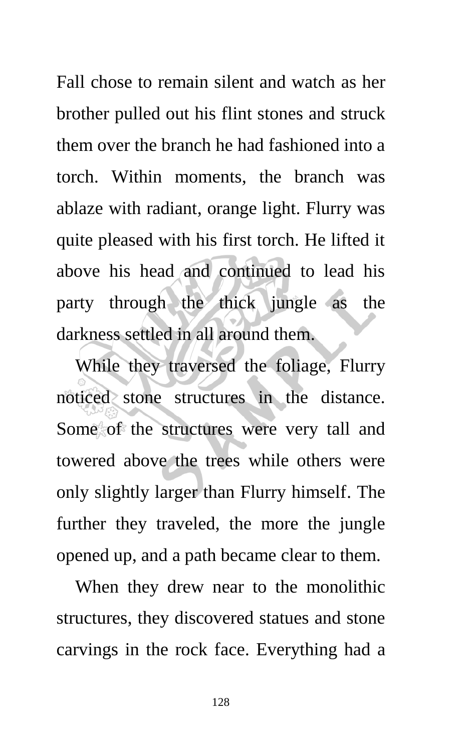Fall chose to remain silent and watch as her brother pulled out his flint stones and struck them over the branch he had fashioned into a torch. Within moments, the branch was ablaze with radiant, orange light. Flurry was quite pleased with his first torch. He lifted it above his head and continued to lead his party through the thick jungle as the darkness settled in all around them.

While they traversed the foliage, Flurry noticed stone structures in the distance. Some of the structures were very tall and towered above the trees while others were only slightly larger than Flurry himself. The further they traveled, the more the jungle opened up, and a path became clear to them.

When they drew near to the monolithic structures, they discovered statues and stone carvings in the rock face. Everything had a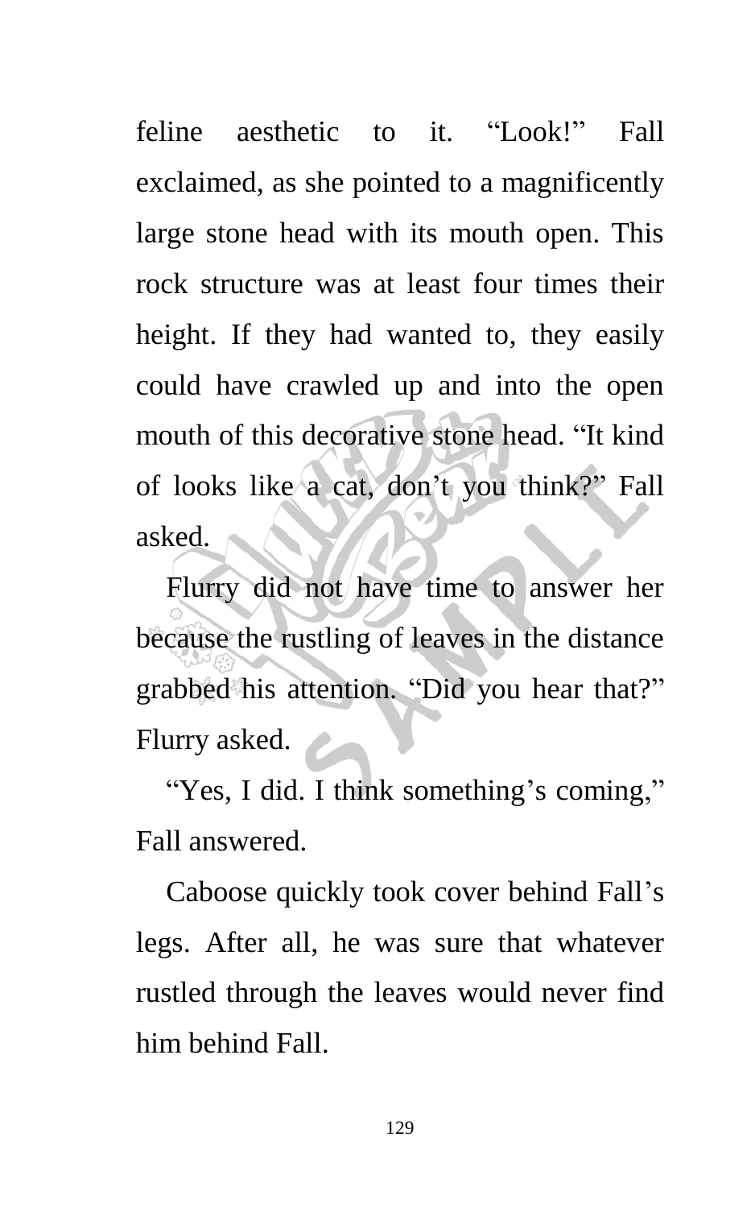feline aesthetic to it. "Look!" Fall exclaimed, as she pointed to a magnificently large stone head with its mouth open. This rock structure was at least four times their height. If they had wanted to, they easily could have crawled up and into the open mouth of this decorative stone head. "It kind of looks like a cat, don't you think?" Fall asked.

Flurry did not have time to answer her because the rustling of leaves in the distance grabbed his attention. "Did you hear that?" Flurry asked.

"Yes, I did. I think something's coming," Fall answered.

Caboose quickly took cover behind Fall's legs. After all, he was sure that whatever rustled through the leaves would never find him behind Fall.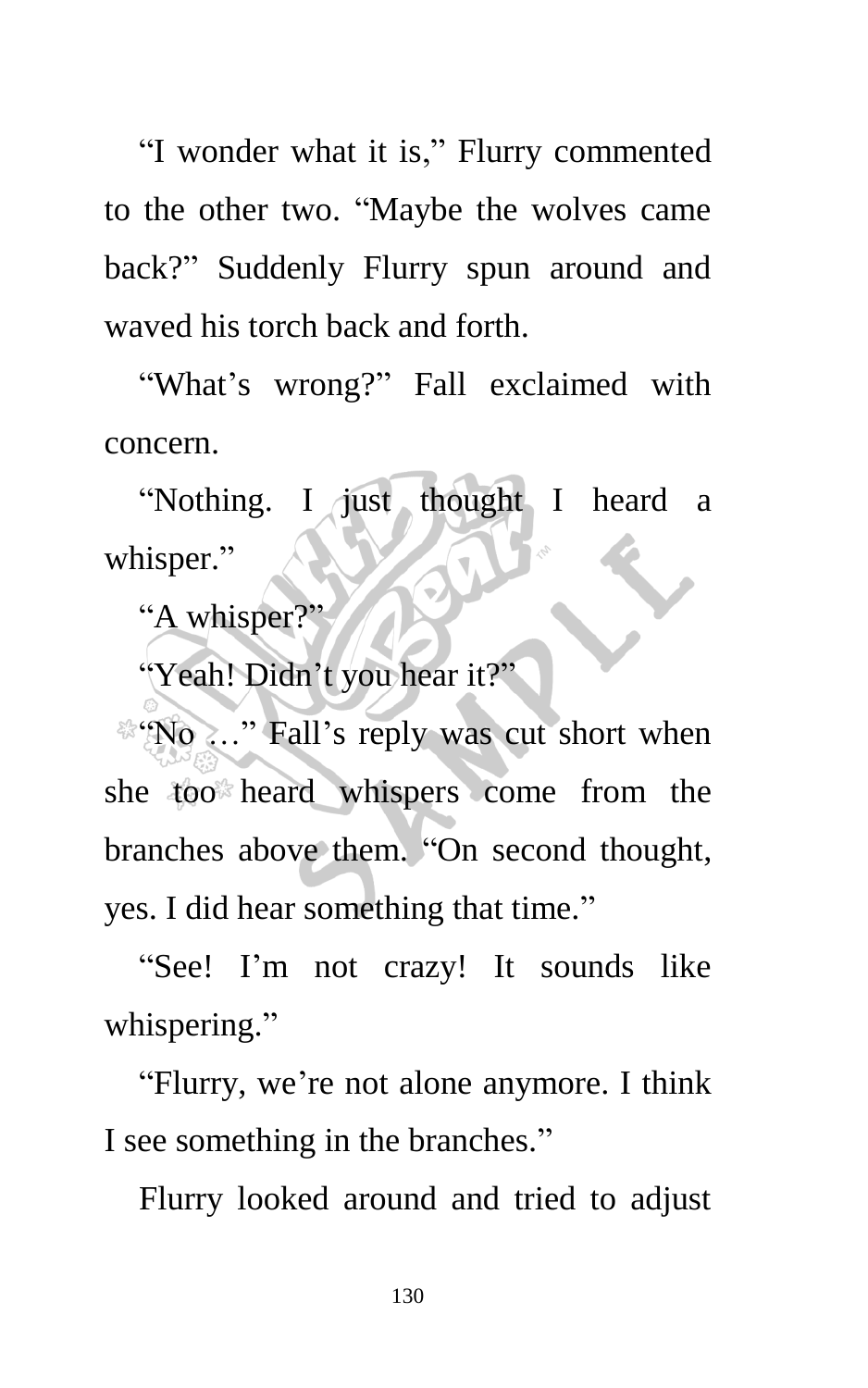"I wonder what it is," Flurry commented to the other two. "Maybe the wolves came back?" Suddenly Flurry spun around and waved his torch back and forth.

"What's wrong?" Fall exclaimed with concern.

"Nothing. I just thought I heard a whisper."

"A whisper?"

"Yeah! Didn't you hear it?"

"No …" Fall's reply was cut short when she too heard whispers come from the branches above them. "On second thought, yes. I did hear something that time."

"See! I'm not crazy! It sounds like whispering."

"Flurry, we're not alone anymore. I think I see something in the branches."

Flurry looked around and tried to adjust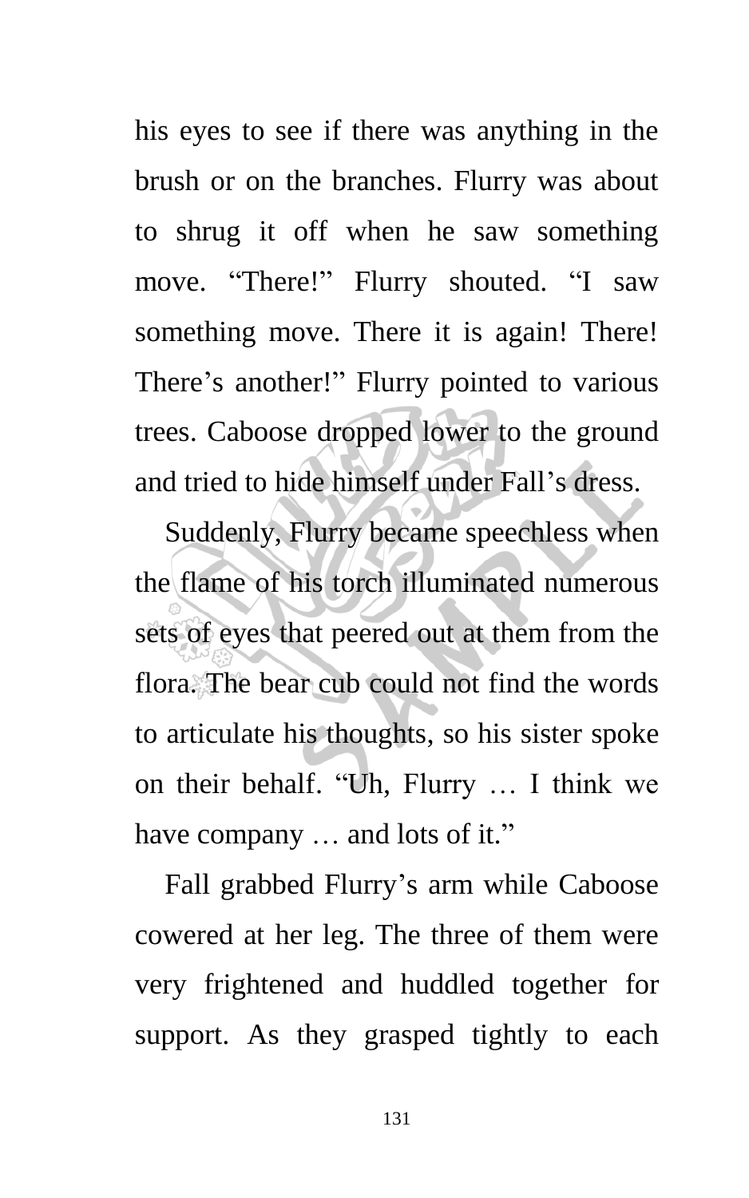his eyes to see if there was anything in the brush or on the branches. Flurry was about to shrug it off when he saw something move. "There!" Flurry shouted. "I saw something move. There it is again! There! There's another!" Flurry pointed to various trees. Caboose dropped lower to the ground and tried to hide himself under Fall's dress.

Suddenly, Flurry became speechless when the flame of his torch illuminated numerous sets of eyes that peered out at them from the flora. The bear cub could not find the words to articulate his thoughts, so his sister spoke on their behalf. "Uh, Flurry … I think we have company … and lots of it."

Fall grabbed Flurry's arm while Caboose cowered at her leg. The three of them were very frightened and huddled together for support. As they grasped tightly to each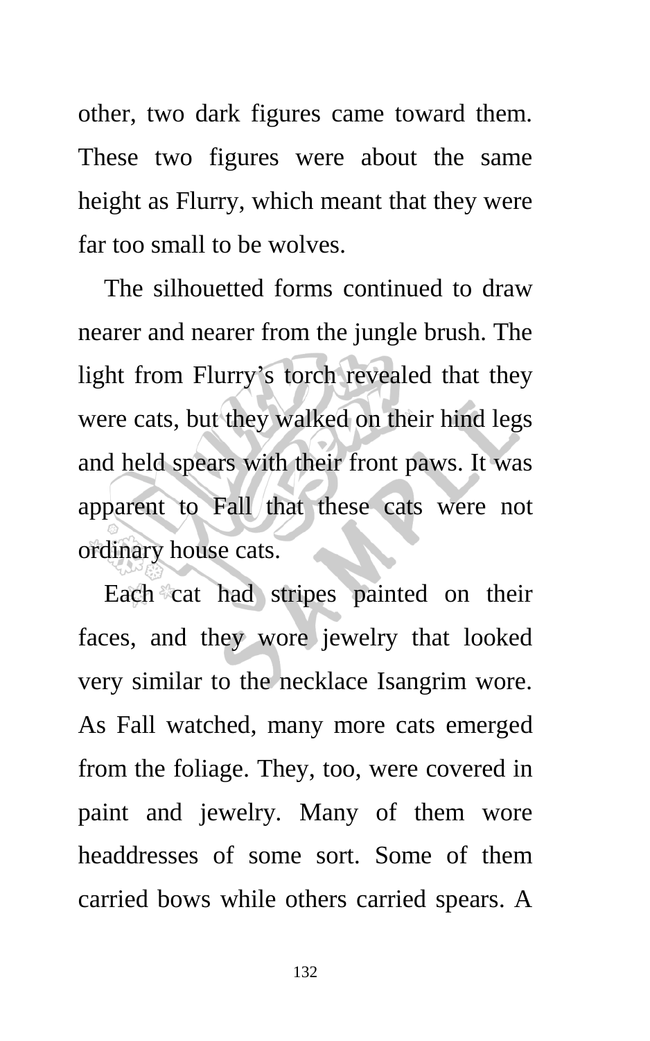other, two dark figures came toward them. These two figures were about the same height as Flurry, which meant that they were far too small to be wolves.

The silhouetted forms continued to draw nearer and nearer from the jungle brush. The light from Flurry's torch revealed that they were cats, but they walked on their hind legs and held spears with their front paws. It was apparent to Fall that these cats were not ordinary house cats.

Each cat had stripes painted on their faces, and they wore jewelry that looked very similar to the necklace Isangrim wore. As Fall watched, many more cats emerged from the foliage. They, too, were covered in paint and jewelry. Many of them wore headdresses of some sort. Some of them carried bows while others carried spears. A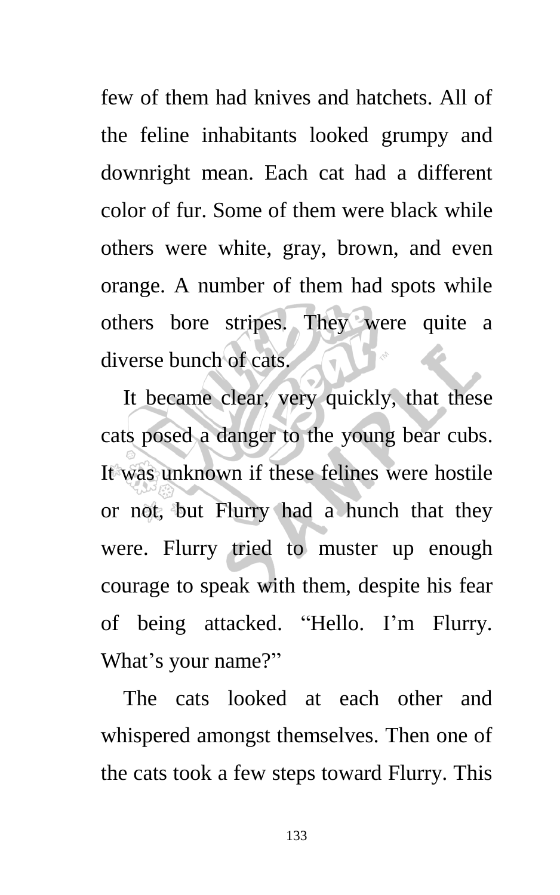few of them had knives and hatchets. All of the feline inhabitants looked grumpy and downright mean. Each cat had a different color of fur. Some of them were black while others were white, gray, brown, and even orange. A number of them had spots while others bore stripes. They were quite a diverse bunch of cats.

It became clear, very quickly, that these cats posed a danger to the young bear cubs. It was unknown if these felines were hostile or not, but Flurry had a hunch that they were. Flurry tried to muster up enough courage to speak with them, despite his fear of being attacked. "Hello. I'm Flurry. What's your name?"

The cats looked at each other and whispered amongst themselves. Then one of the cats took a few steps toward Flurry. This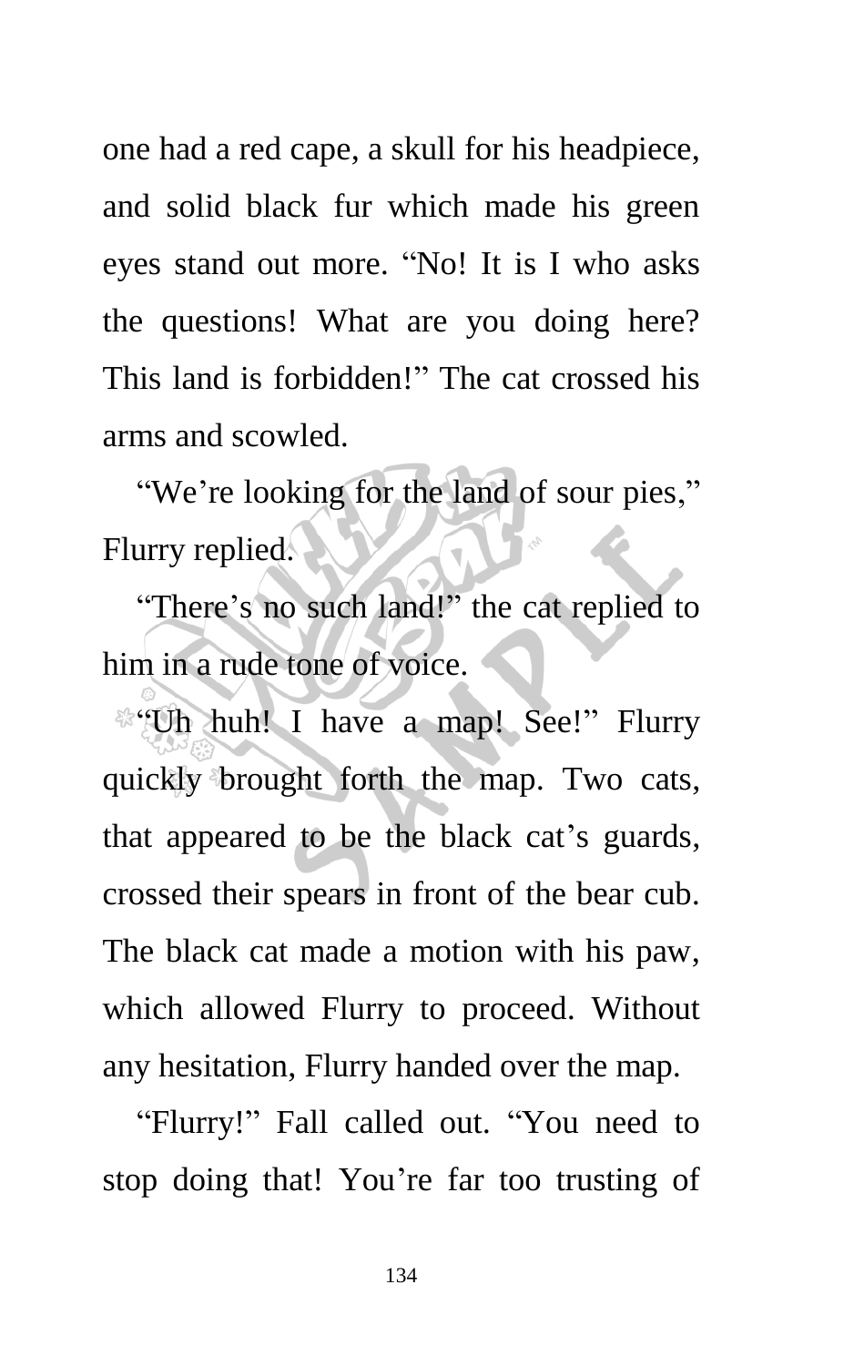one had a red cape, a skull for his headpiece, and solid black fur which made his green eyes stand out more. “No! It is I who asks the questions! What are you doing here? This land is forbidden!” The cat crossed his arms and scowled.

“We’re looking for the land of sour pies,” Flurry replied.

“There’s no such land!” the cat replied to him in a rude tone of voice.

“Uh huh! I have a map! See!” Flurry quickly brought forth the map. Two cats, that appeared to be the black cat’s guards, crossed their spears in front of the bear cub. The black cat made a motion with his paw, which allowed Flurry to proceed. Without any hesitation, Flurry handed over the map.

“Flurry!” Fall called out. “You need to stop doing that! You’re far too trusting of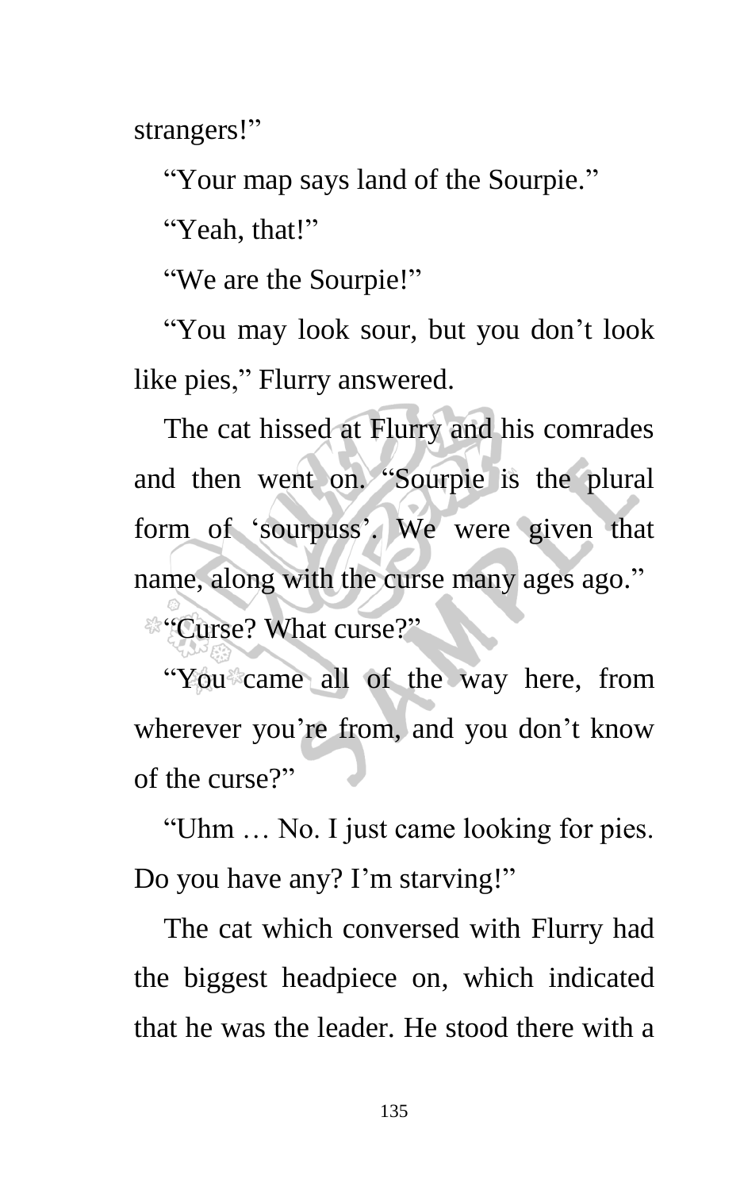strangers!"

"Your map says land of the Sourpie."

"Yeah, that!"

"We are the Sourpie!"

"You may look sour, but you don't look like pies," Flurry answered.

The cat hissed at Flurry and his comrades and then went on. "Sourpie is the plural form of 'sourpuss'. We were given that name, along with the curse many ages ago."

"Curse? What curse?"

"You came all of the way here, from wherever you're from, and you don't know of the curse?"

"Uhm … No. I just came looking for pies. Do you have any? I'm starving!"

The cat which conversed with Flurry had the biggest headpiece on, which indicated that he was the leader. He stood there with a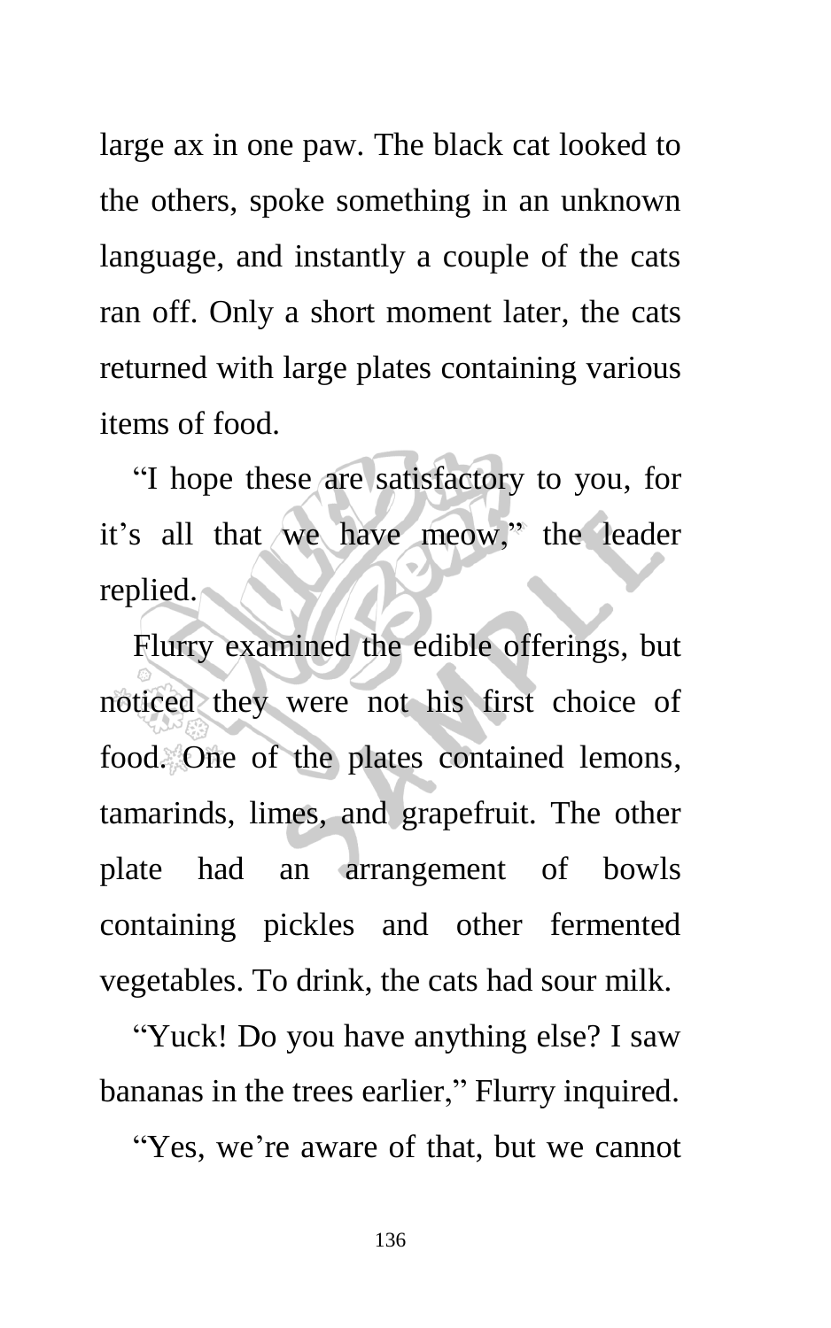large ax in one paw. The black cat looked to the others, spoke something in an unknown language, and instantly a couple of the cats ran off. Only a short moment later, the cats returned with large plates containing various items of food.

"I hope these are satisfactory to you, for it's all that we have meow," the leader replied.

Flurry examined the edible offerings, but noticed they were not his first choice of food. One of the plates contained lemons, tamarinds, limes, and grapefruit. The other plate had an arrangement of bowls containing pickles and other fermented vegetables. To drink, the cats had sour milk.

"Yuck! Do you have anything else? I saw bananas in the trees earlier," Flurry inquired.

"Yes, we're aware of that, but we cannot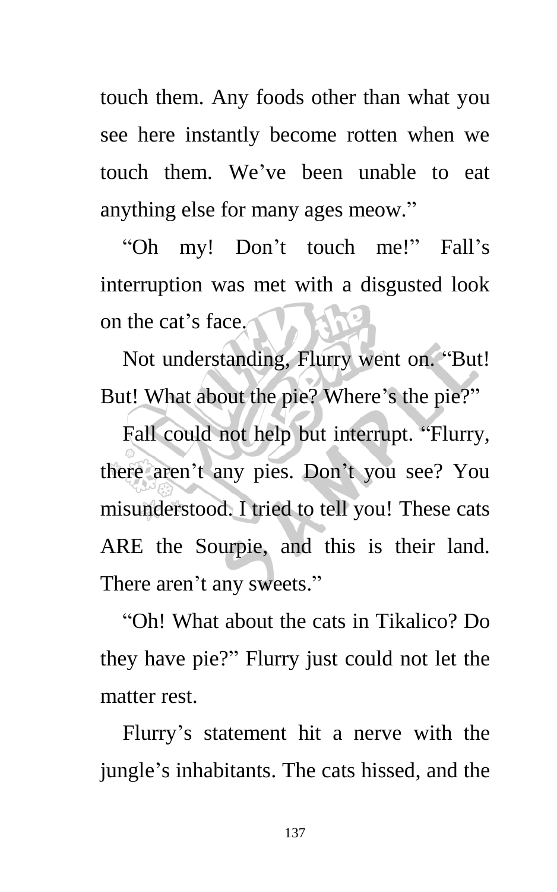touch them. Any foods other than what you see here instantly become rotten when we touch them. We've been unable to eat anything else for many ages meow."

"Oh my! Don't touch me!" Fall's interruption was met with a disgusted look on the cat's face.

Not understanding, Flurry went on. "But! But! What about the pie? Where's the pie?"

Fall could not help but interrupt. "Flurry, there aren't any pies. Don't you see? You misunderstood. I tried to tell you! These cats ARE the Sourpie, and this is their land. There aren't any sweets."

"Oh! What about the cats in Tikalico? Do they have pie?" Flurry just could not let the matter rest.

Flurry's statement hit a nerve with the jungle's inhabitants. The cats hissed, and the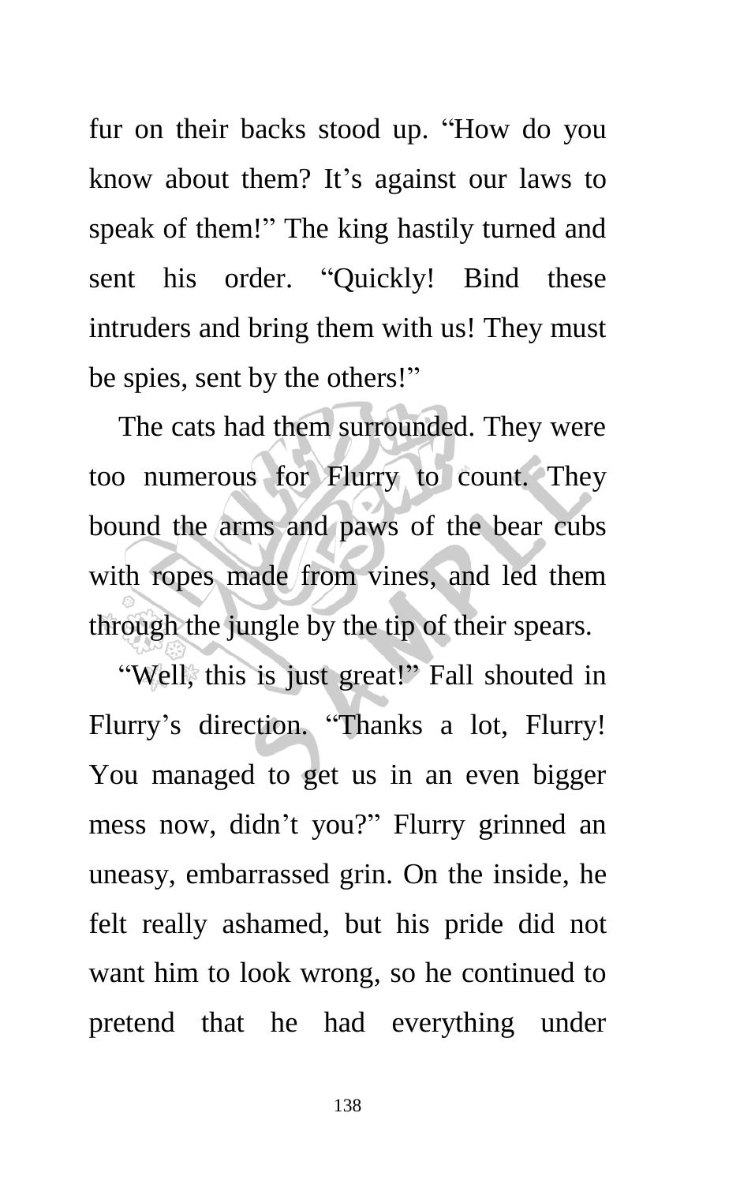fur on their backs stood up. "How do you know about them? It's against our laws to speak of them!" The king hastily turned and sent his order. "Quickly! Bind these intruders and bring them with us! They must be spies, sent by the others!"

The cats had them surrounded. They were too numerous for Flurry to count. They bound the arms and paws of the bear cubs with ropes made from vines, and led them through the jungle by the tip of their spears.

"Well, this is just great!" Fall shouted in Flurry's direction. "Thanks a lot, Flurry! You managed to get us in an even bigger mess now, didn't you?" Flurry grinned an uneasy, embarrassed grin. On the inside, he felt really ashamed, but his pride did not want him to look wrong, so he continued to pretend that he had everything under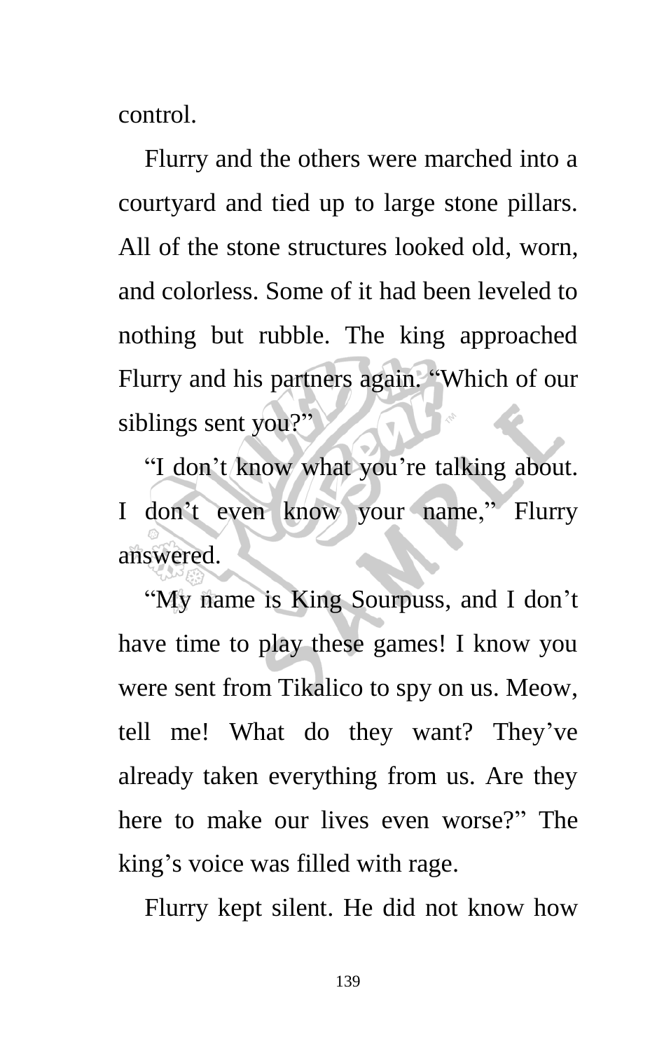control.

Flurry and the others were marched into a courtyard and tied up to large stone pillars. All of the stone structures looked old, worn, and colorless. Some of it had been leveled to nothing but rubble. The king approached Flurry and his partners again. "Which of our siblings sent you?"

"I don't know what you're talking about. I don't even know your name," Flurry answered.

"My name is King Sourpuss, and I don't have time to play these games! I know you were sent from Tikalico to spy on us. Meow, tell me! What do they want? They've already taken everything from us. Are they here to make our lives even worse?" The king's voice was filled with rage.

Flurry kept silent. He did not know how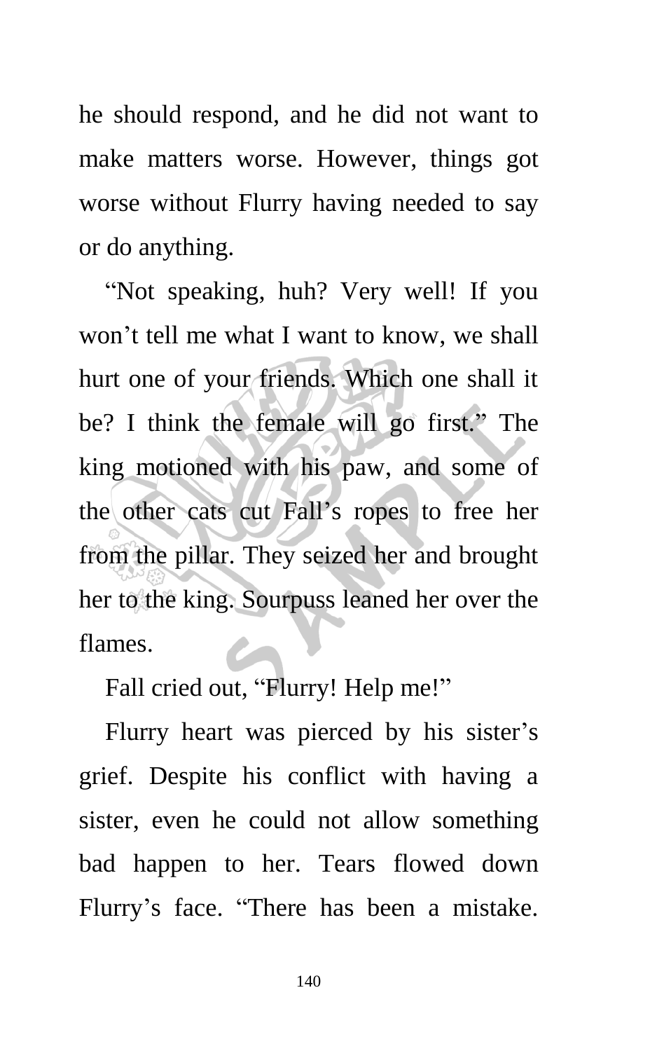he should respond, and he did not want to make matters worse. However, things got worse without Flurry having needed to say or do anything.

“Not speaking, huh? Very well! If you won’t tell me what I want to know, we shall hurt one of your friends. Which one shall it be? I think the female will go first.” The king motioned with his paw, and some of the other cats cut Fall’s ropes to free her from the pillar. They seized her and brought her to the king. Sourpuss leaned her over the flames.

Fall cried out, “Flurry! Help me!”

Flurry heart was pierced by his sister’s grief. Despite his conflict with having a sister, even he could not allow something bad happen to her. Tears flowed down Flurry’s face. “There has been a mistake.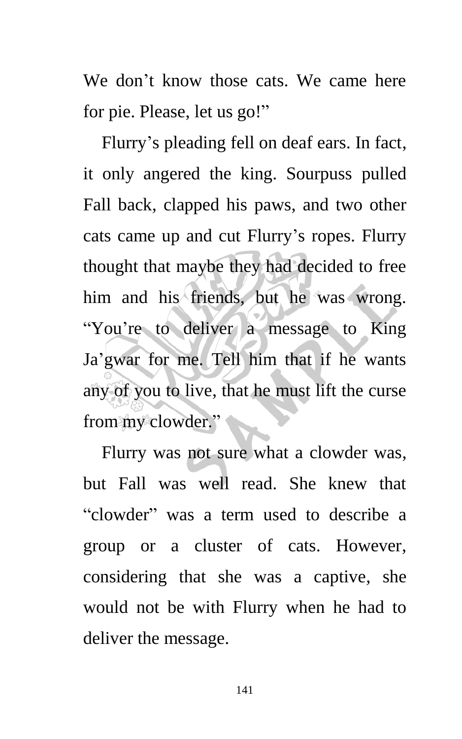We don’t know those cats. We came here for pie. Please, let us go!”

Flurry’s pleading fell on deaf ears. In fact, it only angered the king. Sourpuss pulled Fall back, clapped his paws, and two other cats came up and cut Flurry’s ropes. Flurry thought that maybe they had decided to free him and his friends, but he was wrong. “You’re to deliver a message to King Ja’gwar for me. Tell him that if he wants any of you to live, that he must lift the curse from my clowder.”

Flurry was not sure what a clowder was, but Fall was well read. She knew that “clowder” was a term used to describe a group or a cluster of cats. However, considering that she was a captive, she would not be with Flurry when he had to deliver the message.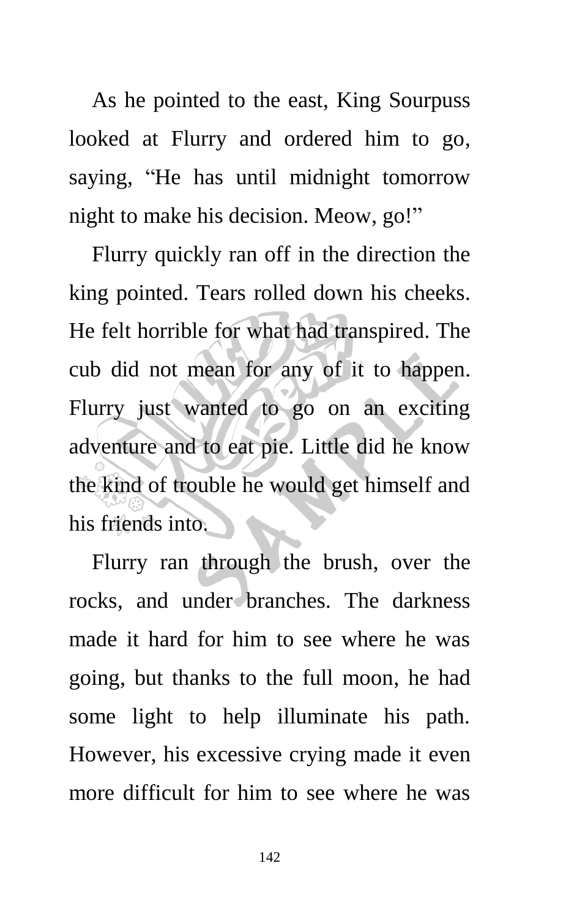As he pointed to the east, King Sourpuss looked at Flurry and ordered him to go, saying, “He has until midnight tomorrow night to make his decision. Meow, go!”

Flurry quickly ran off in the direction the king pointed. Tears rolled down his cheeks. He felt horrible for what had transpired. The cub did not mean for any of it to happen. Flurry just wanted to go on an exciting adventure and to eat pie. Little did he know the kind of trouble he would get himself and his friends into.

Flurry ran through the brush, over the rocks, and under branches. The darkness made it hard for him to see where he was going, but thanks to the full moon, he had some light to help illuminate his path. However, his excessive crying made it even more difficult for him to see where he was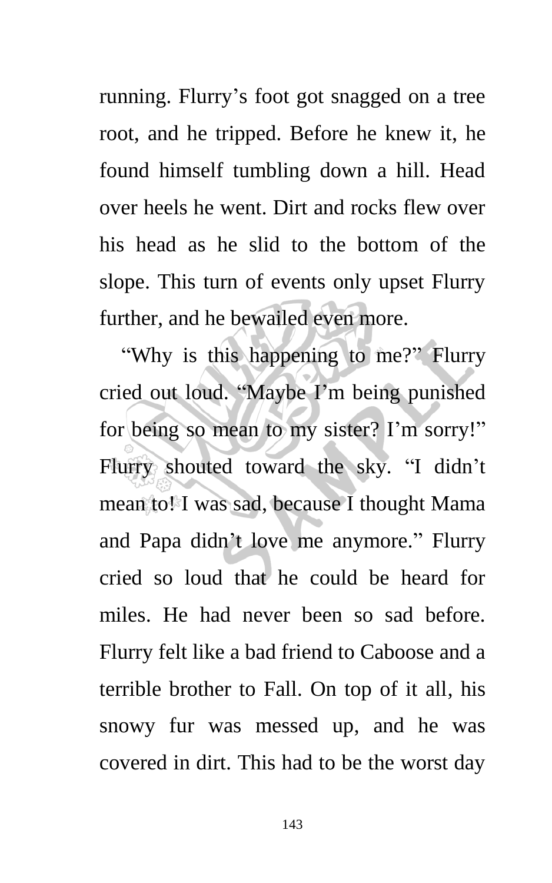running. Flurry's foot got snagged on a tree root, and he tripped. Before he knew it, he found himself tumbling down a hill. Head over heels he went. Dirt and rocks flew over his head as he slid to the bottom of the slope. This turn of events only upset Flurry further, and he bewailed even more.

"Why is this happening to me?" Flurry cried out loud. "Maybe I'm being punished for being so mean to my sister? I'm sorry!" Flurry shouted toward the sky. "I didn't mean to! I was sad, because I thought Mama and Papa didn't love me anymore." Flurry cried so loud that he could be heard for miles. He had never been so sad before. Flurry felt like a bad friend to Caboose and a terrible brother to Fall. On top of it all, his snowy fur was messed up, and he was covered in dirt. This had to be the worst day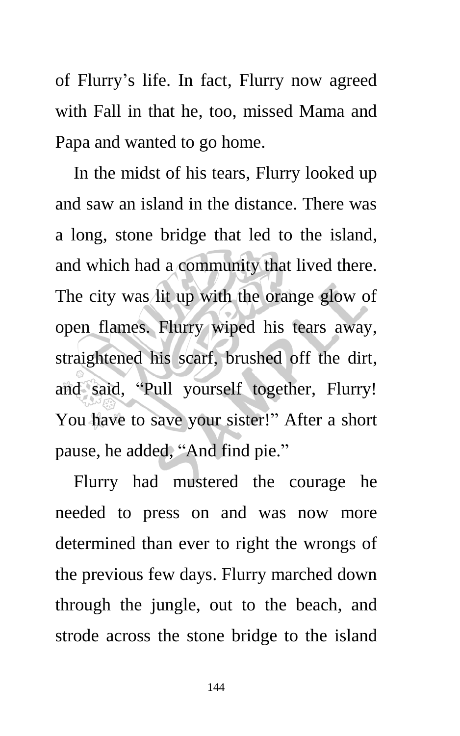of Flurry's life. In fact, Flurry now agreed with Fall in that he, too, missed Mama and Papa and wanted to go home.

In the midst of his tears, Flurry looked up and saw an island in the distance. There was a long, stone bridge that led to the island, and which had a community that lived there. The city was lit up with the orange glow of open flames. Flurry wiped his tears away, straightened his scarf, brushed off the dirt, and said, "Pull yourself together, Flurry! You have to save your sister!" After a short pause, he added, "And find pie."

Flurry had mustered the courage he needed to press on and was now more determined than ever to right the wrongs of the previous few days. Flurry marched down through the jungle, out to the beach, and strode across the stone bridge to the island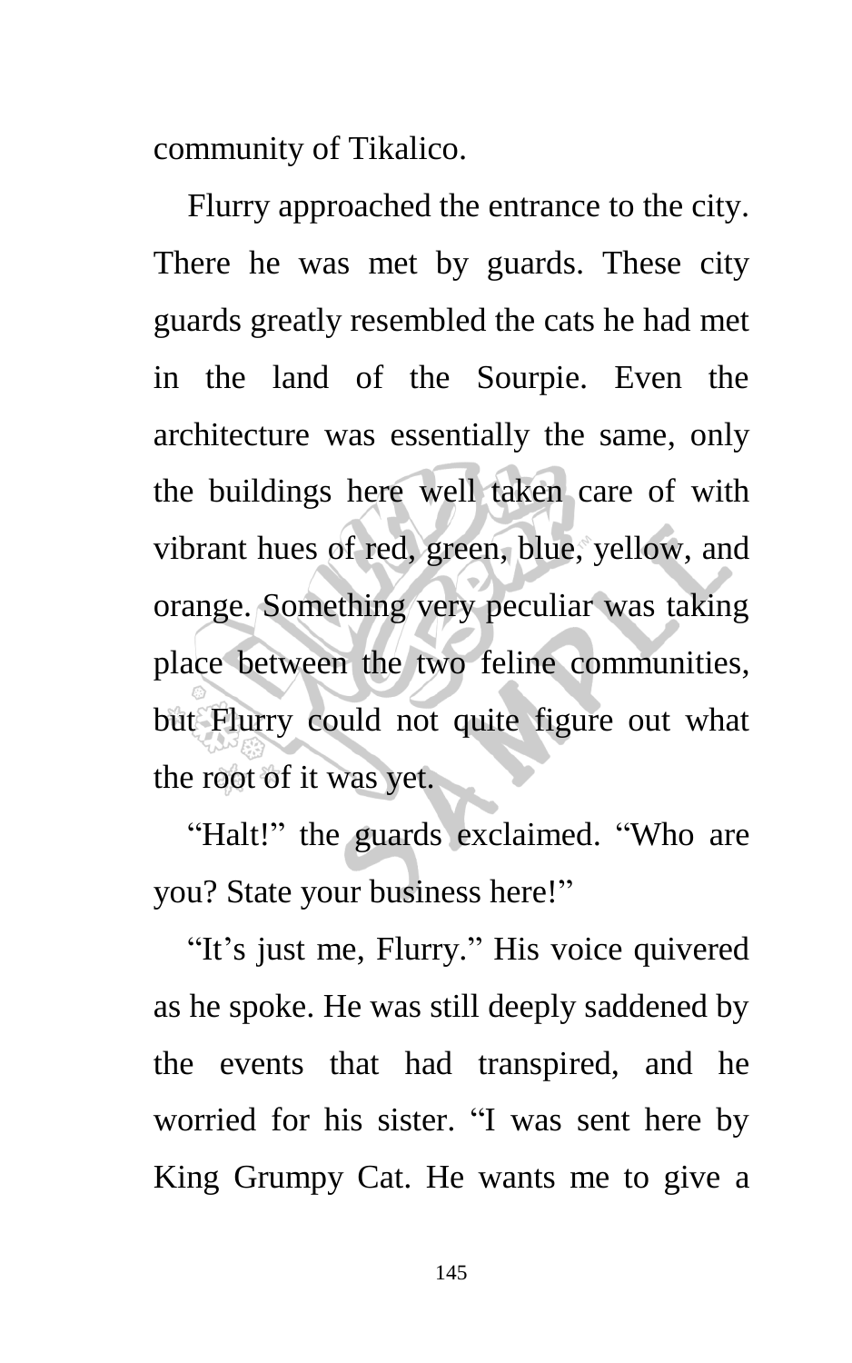community of Tikalico.

Flurry approached the entrance to the city. There he was met by guards. These city guards greatly resembled the cats he had met in the land of the Sourpie. Even the architecture was essentially the same, only the buildings here well taken care of with vibrant hues of red, green, blue, yellow, and orange. Something very peculiar was taking place between the two feline communities, but Flurry could not quite figure out what the root of it was yet.

"Halt!" the guards exclaimed. "Who are you? State your business here!"

"It's just me, Flurry." His voice quivered as he spoke. He was still deeply saddened by the events that had transpired, and he worried for his sister. "I was sent here by King Grumpy Cat. He wants me to give a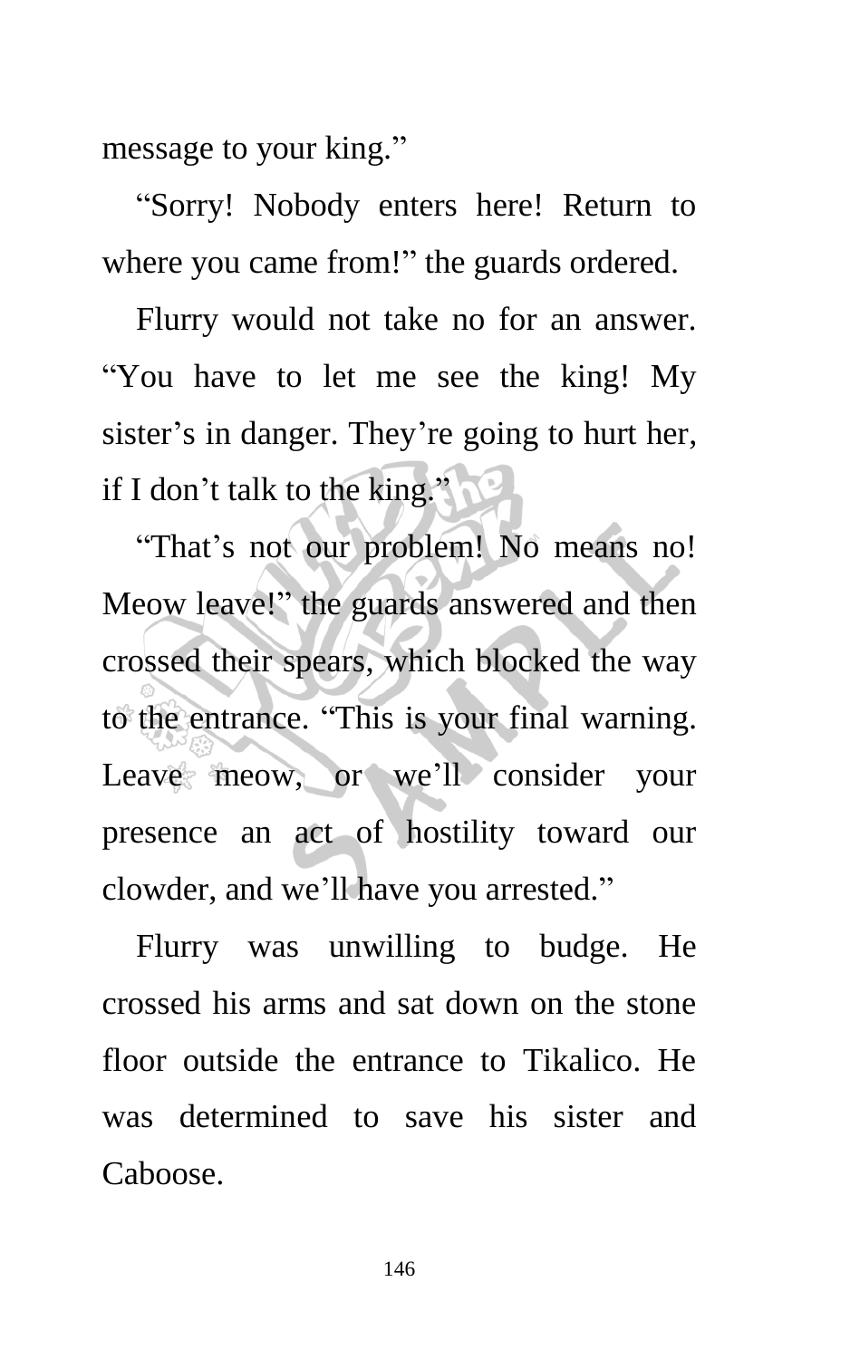message to your king."

"Sorry! Nobody enters here! Return to where you came from!" the guards ordered.

Flurry would not take no for an answer. "You have to let me see the king! My sister's in danger. They're going to hurt her, if I don't talk to the king."

"That's not our problem! No means no! Meow leave!" the guards answered and then crossed their spears, which blocked the way to the entrance. "This is your final warning. Leave meow, or we'll consider your presence an act of hostility toward our clowder, and we'll have you arrested."

Flurry was unwilling to budge. He crossed his arms and sat down on the stone floor outside the entrance to Tikalico. He was determined to save his sister and Caboose.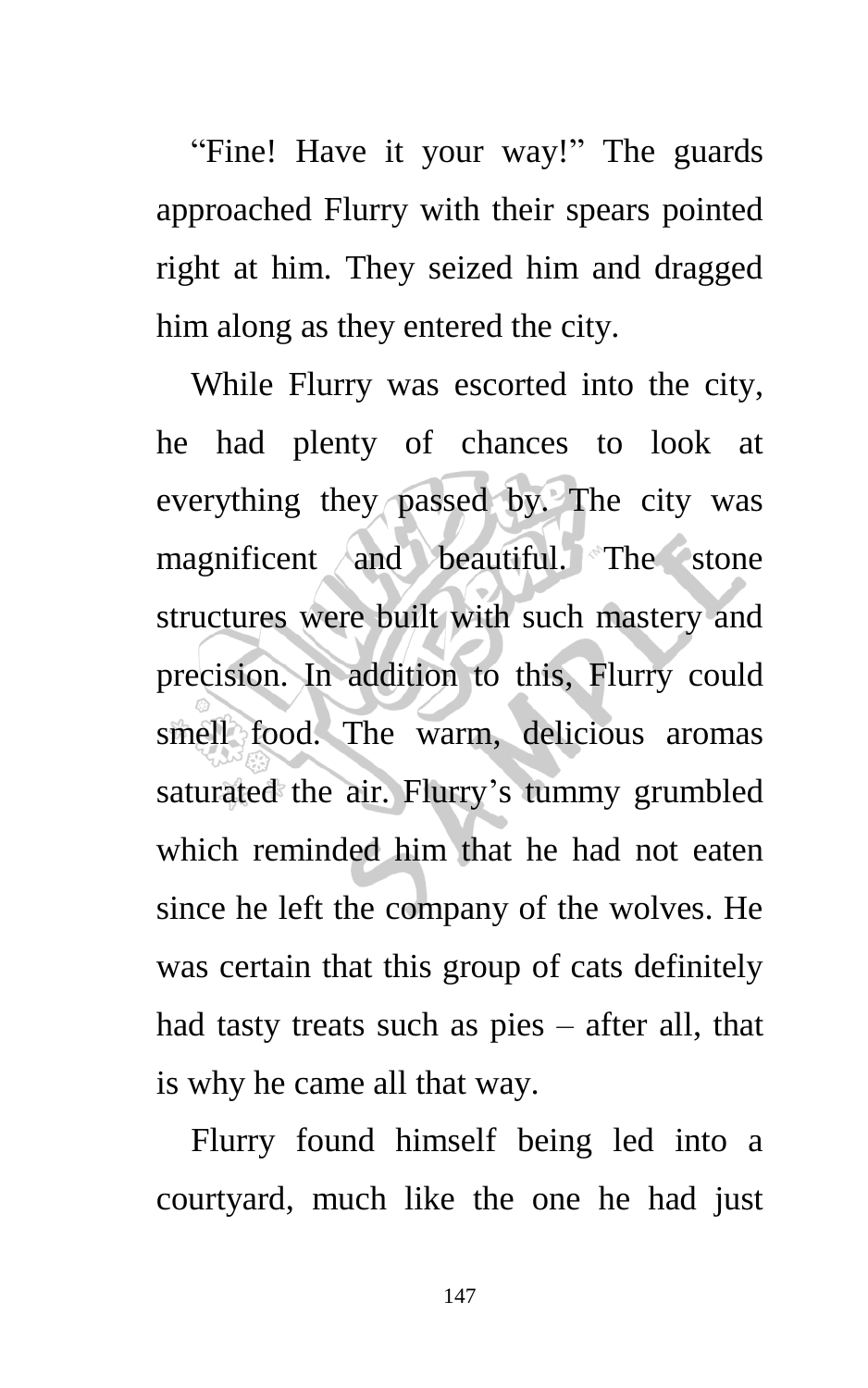“Fine! Have it your way!” The guards approached Flurry with their spears pointed right at him. They seized him and dragged him along as they entered the city.

While Flurry was escorted into the city, he had plenty of chances to look at everything they passed by. The city was magnificent and beautiful. The stone structures were built with such mastery and precision. In addition to this, Flurry could smell food. The warm, delicious aromas saturated the air. Flurry’s tummy grumbled which reminded him that he had not eaten since he left the company of the wolves. He was certain that this group of cats definitely had tasty treats such as pies – after all, that is why he came all that way.

Flurry found himself being led into a courtyard, much like the one he had just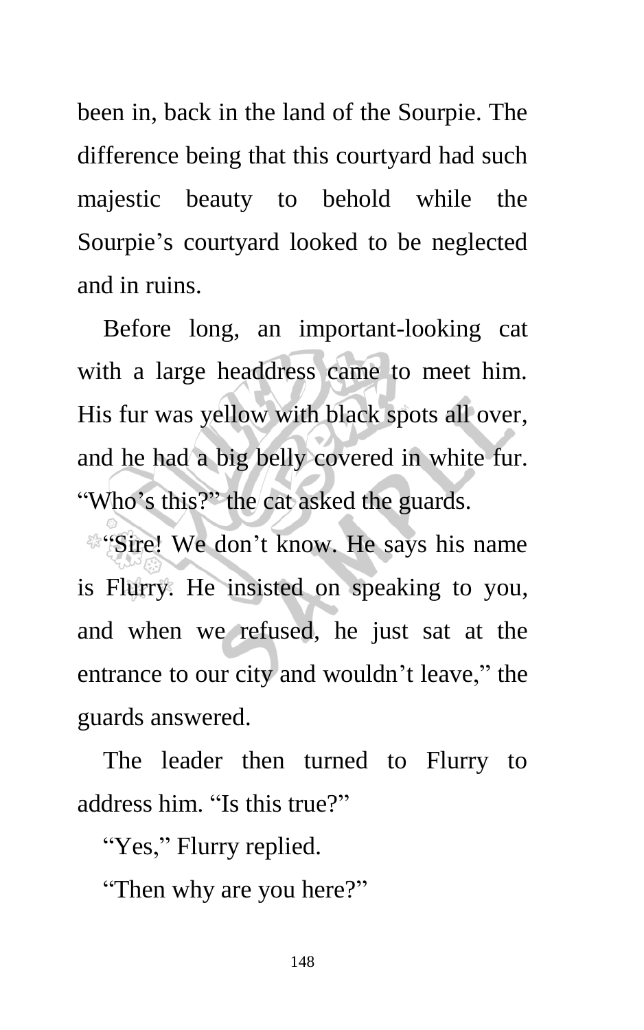been in, back in the land of the Sourpie. The difference being that this courtyard had such majestic beauty to behold while the Sourpie's courtyard looked to be neglected and in ruins.

Before long, an important-looking cat with a large headdress came to meet him. His fur was yellow with black spots all over, and he had a big belly covered in white fur. "Who's this?" the cat asked the guards.

"Sire! We don't know. He says his name is Flurry. He insisted on speaking to you, and when we refused, he just sat at the entrance to our city and wouldn't leave," the guards answered.

The leader then turned to Flurry to address him. "Is this true?"

"Yes," Flurry replied.

"Then why are you here?"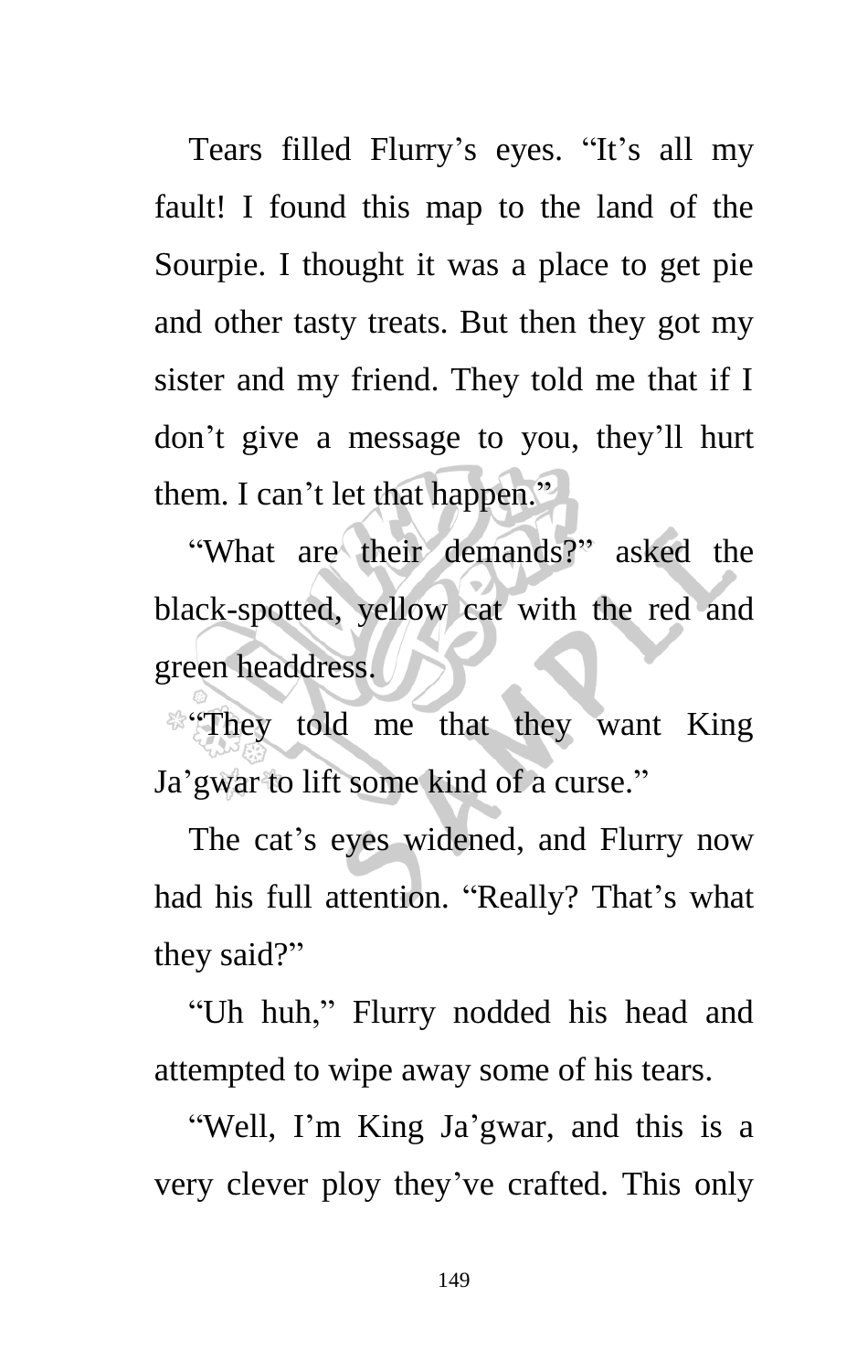Tears filled Flurry's eyes. "It's all my fault! I found this map to the land of the Sourpie. I thought it was a place to get pie and other tasty treats. But then they got my sister and my friend. They told me that if I don't give a message to you, they'll hurt them. I can't let that happen."

"What are their demands?" asked the black-spotted, yellow cat with the red and green headdress.

"They told me that they want King Ja'gwar to lift some kind of a curse."

The cat's eyes widened, and Flurry now had his full attention. "Really? That's what they said?"

"Uh huh," Flurry nodded his head and attempted to wipe away some of his tears.

"Well, I'm King Ja'gwar, and this is a very clever ploy they've crafted. This only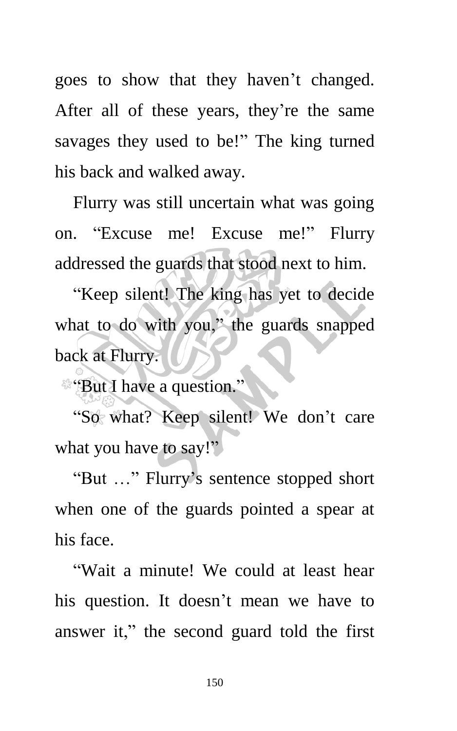goes to show that they haven't changed. After all of these years, they're the same savages they used to be!" The king turned his back and walked away.

Flurry was still uncertain what was going on. "Excuse me! Excuse me!" Flurry addressed the guards that stood next to him.

"Keep silent! The king has yet to decide what to do with you," the guards snapped back at Flurry.

"But I have a question."

"So what? Keep silent! We don't care what you have to say!"

"But …" Flurry's sentence stopped short when one of the guards pointed a spear at his face.

"Wait a minute! We could at least hear his question. It doesn't mean we have to answer it," the second guard told the first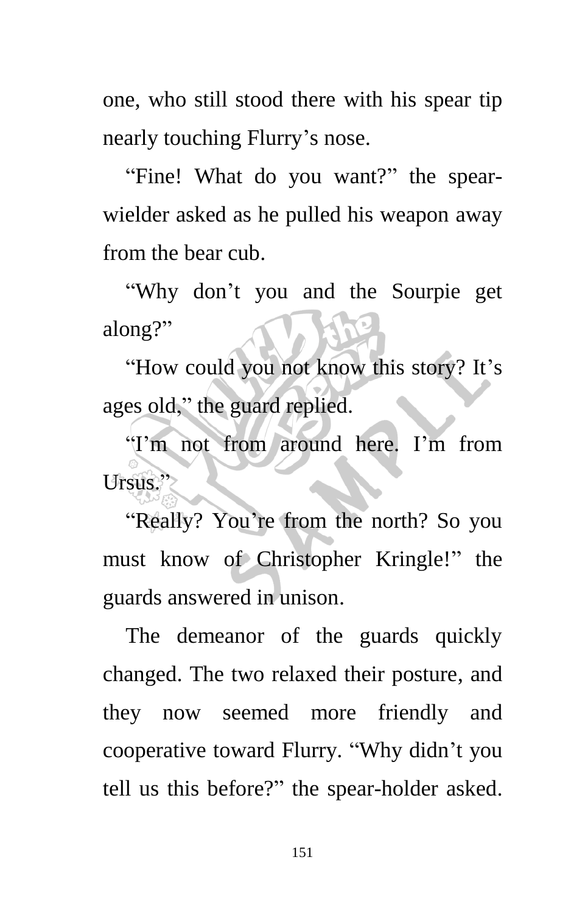one, who still stood there with his spear tip nearly touching Flurry's nose.

"Fine! What do you want?" the spear-wielder asked as he pulled his weapon away from the bear cub.

"Why don't you and the Sourpie get along?"

"How could you not know this story? It's ages old," the guard replied.

"I'm not from around here. I'm from Ursus."

"Really? You're from the north? So you must know of Christopher Kringle!" the guards answered in unison.

The demeanor of the guards quickly changed. The two relaxed their posture, and they now seemed more friendly and cooperative toward Flurry. "Why didn't you tell us this before?" the spear-holder asked.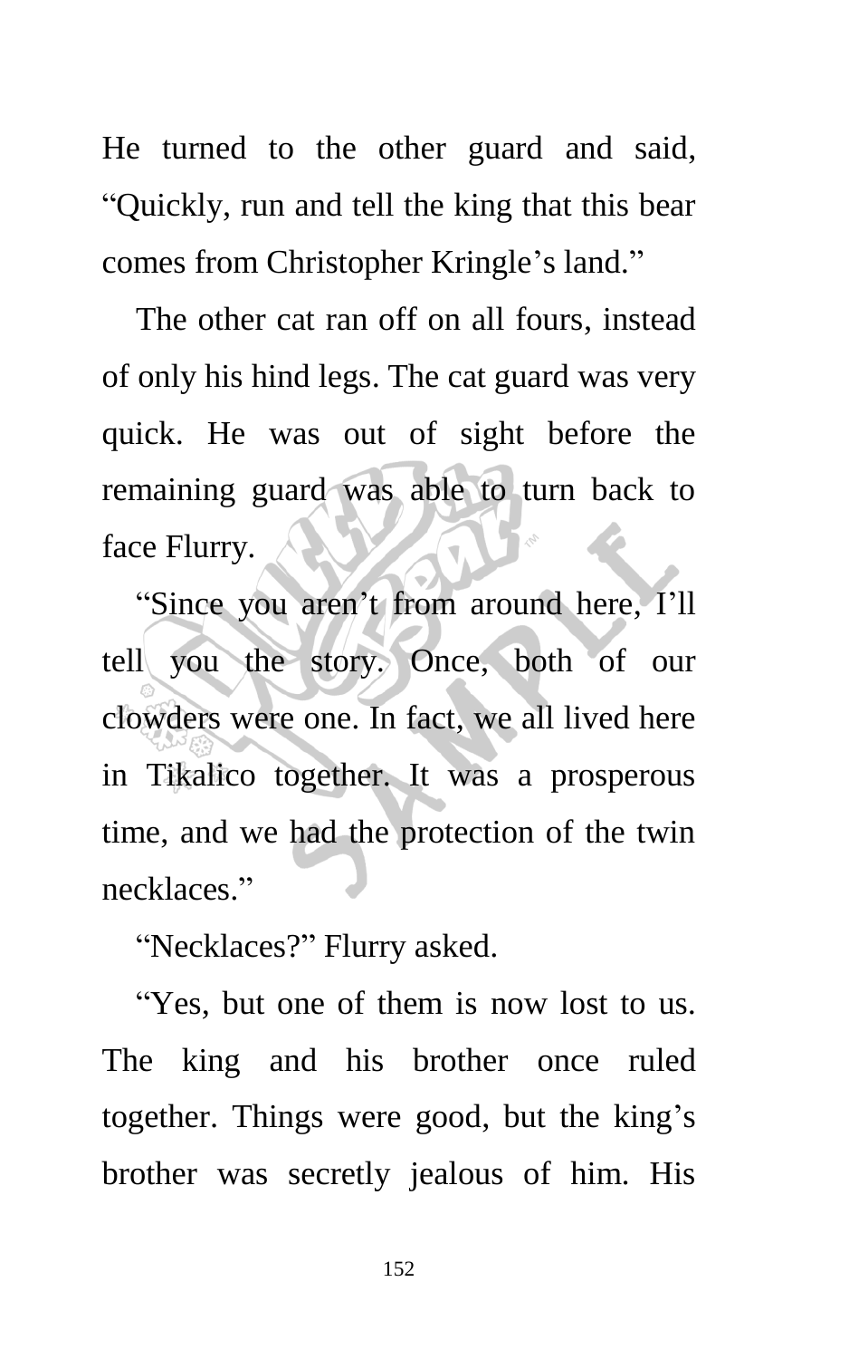He turned to the other guard and said, “Quickly, run and tell the king that this bear comes from Christopher Kringle’s land.”

The other cat ran off on all fours, instead of only his hind legs. The cat guard was very quick. He was out of sight before the remaining guard was able to turn back to face Flurry.

“Since you aren’t from around here, I’ll tell you the story. Once, both of our clowders were one. In fact, we all lived here in Tikalico together. It was a prosperous time, and we had the protection of the twin necklaces.”

“Necklaces?” Flurry asked.

“Yes, but one of them is now lost to us. The king and his brother once ruled together. Things were good, but the king’s brother was secretly jealous of him. His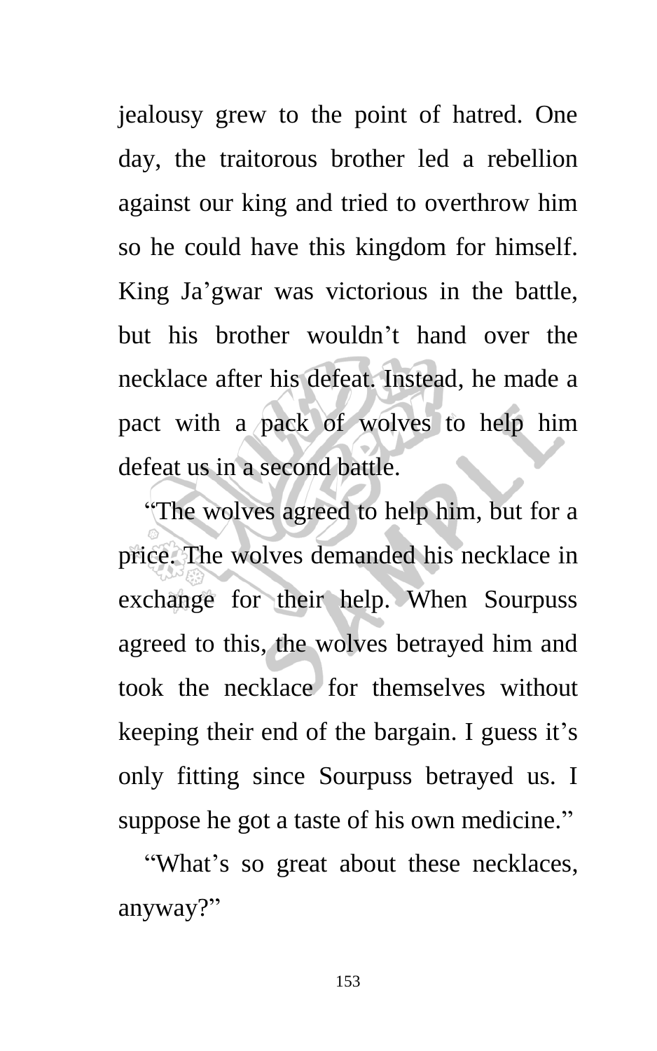jealousy grew to the point of hatred. One day, the traitorous brother led a rebellion against our king and tried to overthrow him so he could have this kingdom for himself. King Ja'gwar was victorious in the battle, but his brother wouldn't hand over the necklace after his defeat. Instead, he made a pact with a pack of wolves to help him defeat us in a second battle.

"The wolves agreed to help him, but for a price. The wolves demanded his necklace in exchange for their help. When Sourpuss agreed to this, the wolves betrayed him and took the necklace for themselves without keeping their end of the bargain. I guess it's only fitting since Sourpuss betrayed us. I suppose he got a taste of his own medicine."

"What's so great about these necklaces, anyway?"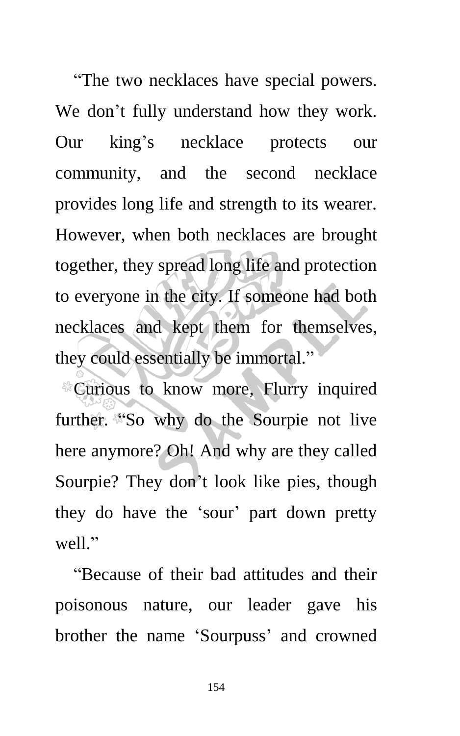"The two necklaces have special powers. We don't fully understand how they work. Our king's necklace protects our community, and the second necklace provides long life and strength to its wearer. However, when both necklaces are brought together, they spread long life and protection to everyone in the city. If someone had both necklaces and kept them for themselves, they could essentially be immortal."

Curious to know more, Flurry inquired further. "So why do the Sourpie not live here anymore? Oh! And why are they called Sourpie? They don't look like pies, though they do have the 'sour' part down pretty well."

"Because of their bad attitudes and their poisonous nature, our leader gave his brother the name 'Sourpuss' and crowned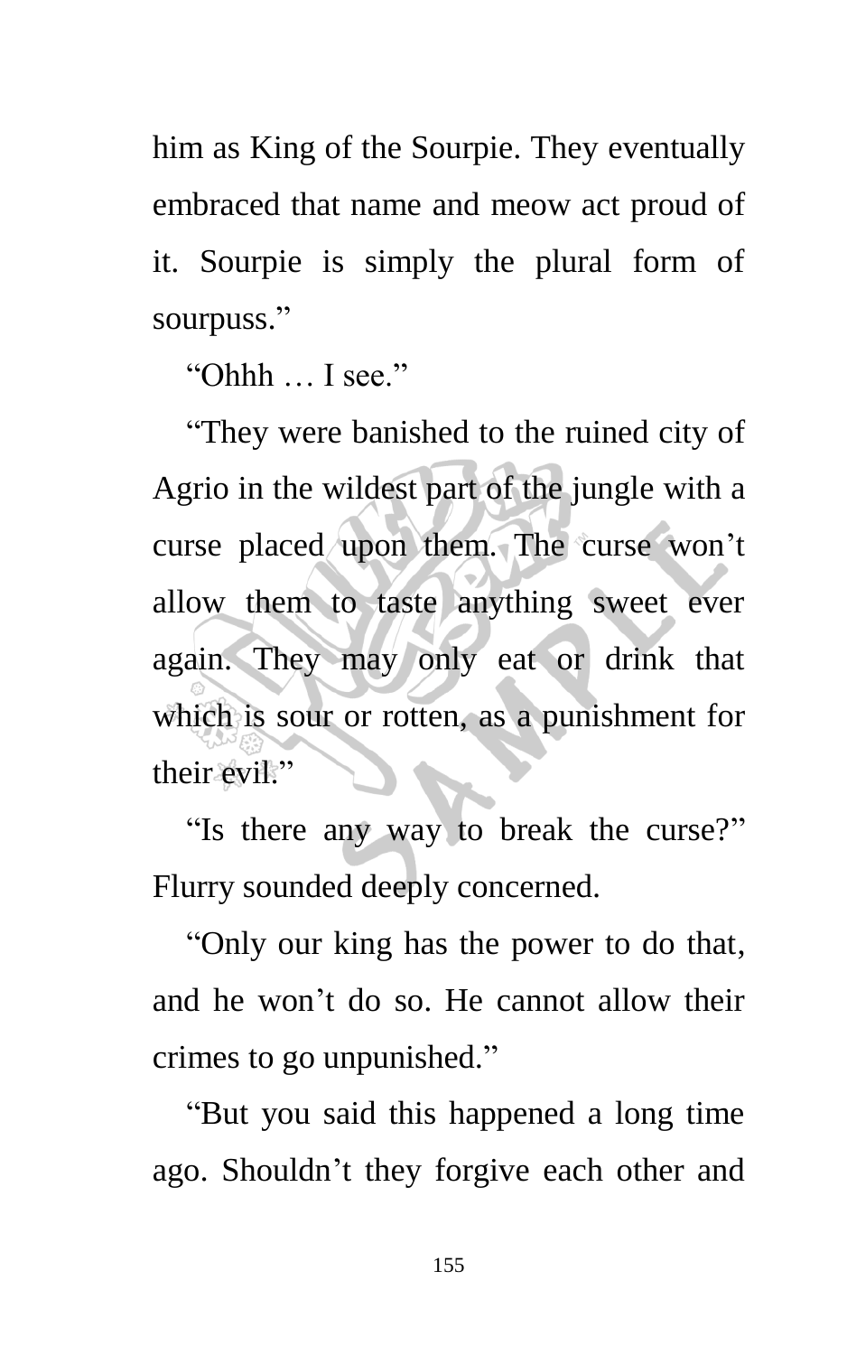him as King of the Sourpie. They eventually embraced that name and meow act proud of it. Sourpie is simply the plural form of sourpuss."

"Ohhh … I see."

"They were banished to the ruined city of Agrio in the wildest part of the jungle with a curse placed upon them. The curse won't allow them to taste anything sweet ever again. They may only eat or drink that which is sour or rotten, as a punishment for their evil."

"Is there any way to break the curse?" Flurry sounded deeply concerned.

"Only our king has the power to do that, and he won't do so. He cannot allow their crimes to go unpunished."

"But you said this happened a long time ago. Shouldn't they forgive each other and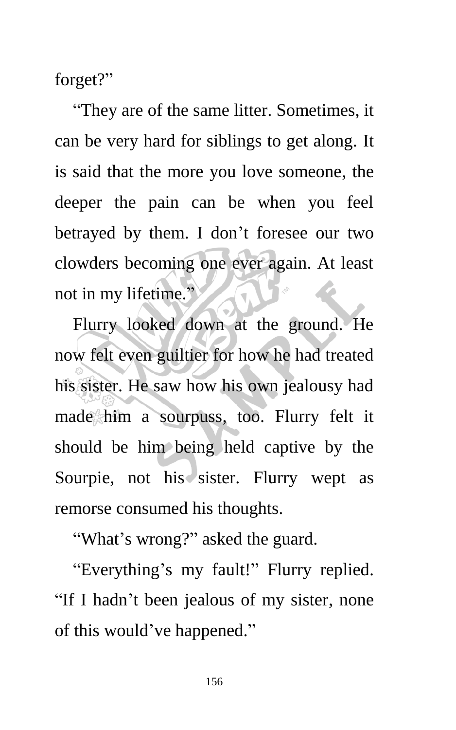forget?"

"They are of the same litter. Sometimes, it can be very hard for siblings to get along. It is said that the more you love someone, the deeper the pain can be when you feel betrayed by them. I don't foresee our two clowders becoming one ever again. At least not in my lifetime."

Flurry looked down at the ground. He now felt even guiltier for how he had treated his sister. He saw how his own jealousy had made him a sourpuss, too. Flurry felt it should be him being held captive by the Sourpie, not his sister. Flurry wept as remorse consumed his thoughts.

"What's wrong?" asked the guard.

"Everything's my fault!" Flurry replied. "If I hadn't been jealous of my sister, none of this would've happened."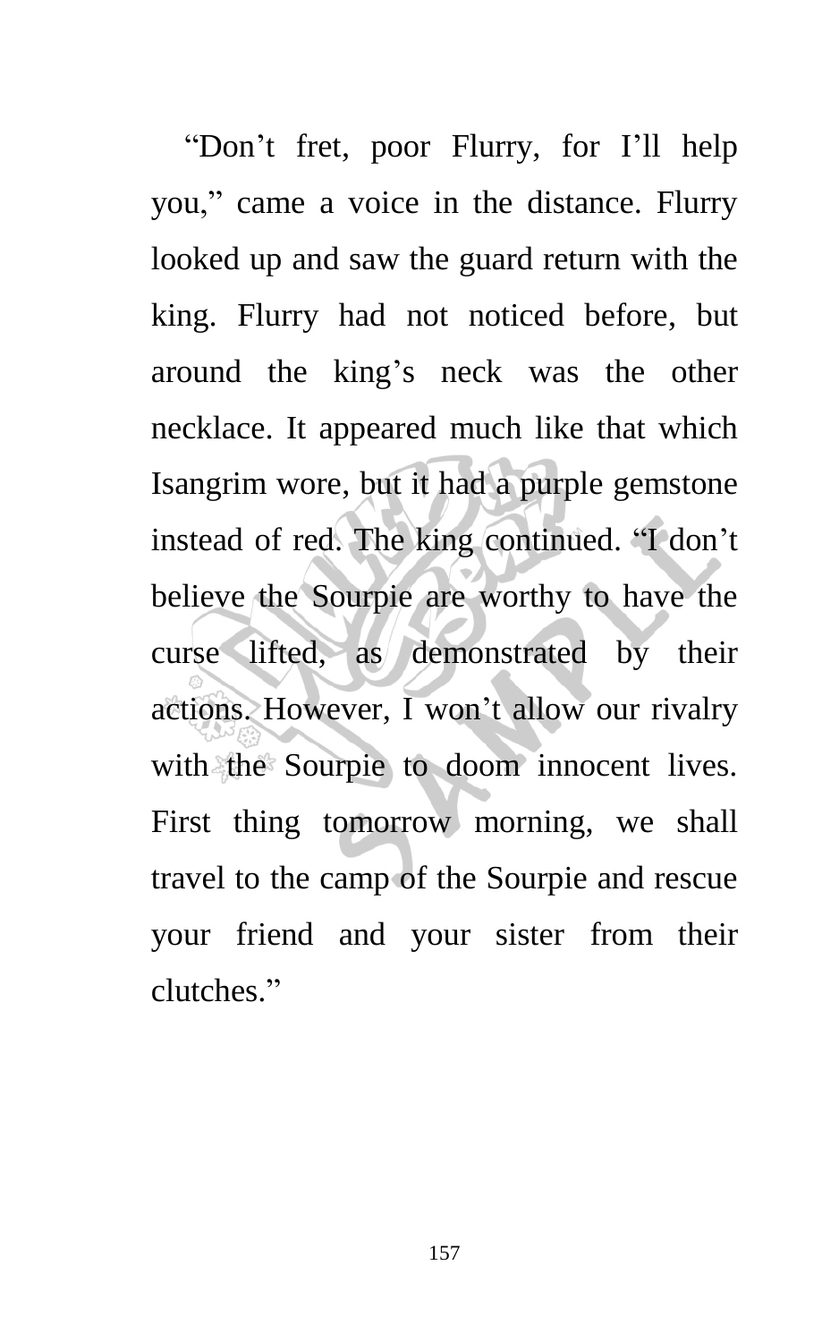"Don't fret, poor Flurry, for I'll help you," came a voice in the distance. Flurry looked up and saw the guard return with the king. Flurry had not noticed before, but around the king's neck was the other necklace. It appeared much like that which Isangrim wore, but it had a purple gemstone instead of red. The king continued. "I don't believe the Sourpie are worthy to have the curse lifted, as demonstrated by their actions. However, I won't allow our rivalry with the Sourpie to doom innocent lives. First thing tomorrow morning, we shall travel to the camp of the Sourpie and rescue your friend and your sister from their clutches."